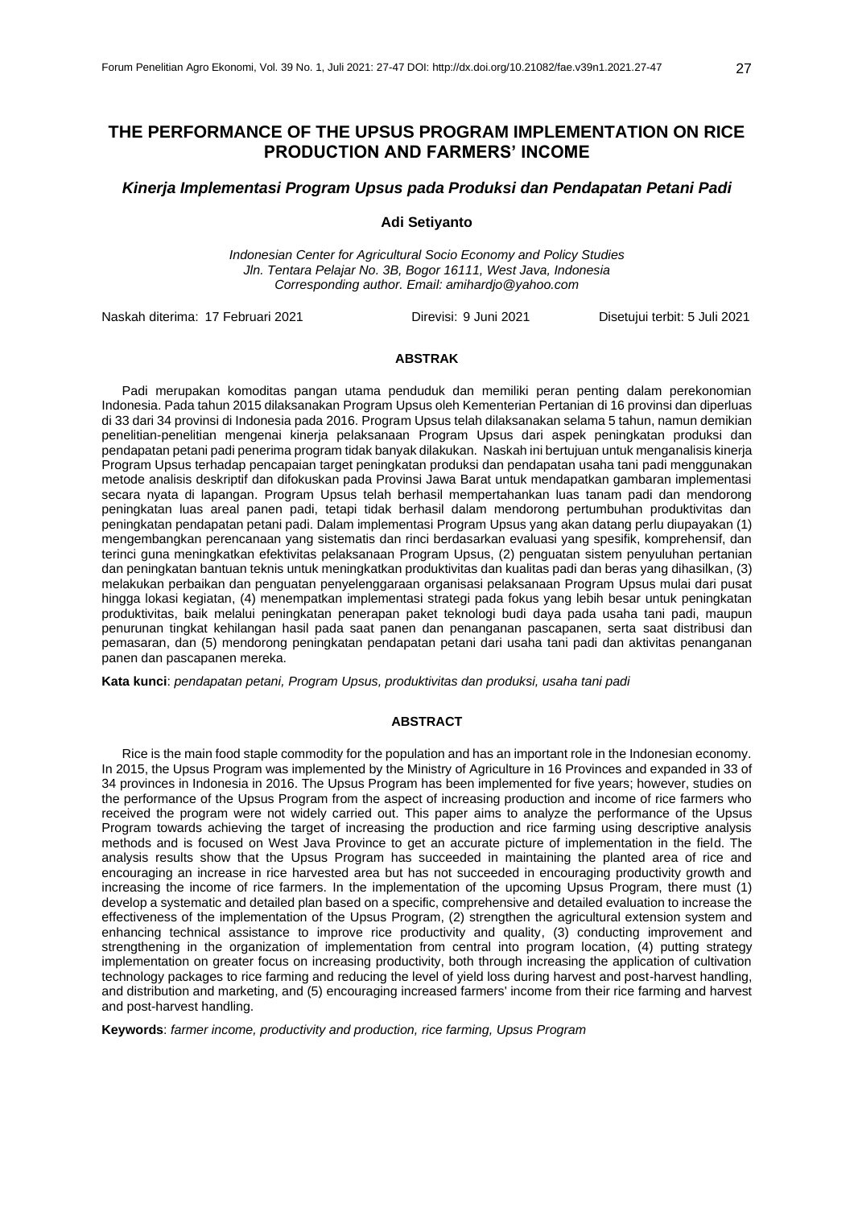# THE PERFORMANCE OF THE UPSUS PROGRAM IMPLEMENTATION ON RICE PRODUCTION AND FARMERS' INCOME

## *Kinerja Implementasi Program Upsus pada Produksi dan Pendapatan Petani Padi*

**Adi Setiyanto**

*Indonesian Center for Agricultural Socio Economy and Policy Studies*
*Jln. Tentara Pelajar No. 3B, Bogor 16111, West Java, Indonesia*
*Corresponding author. Email: amihardjo@yahoo.com*

Naskah diterima: 17 Februari 2021 Direvisi: 9 Juni 2021 Disetujui terbit: 5 Juli 2021

### ABSTRAK

Padi merupakan komoditas pangan utama penduduk dan memiliki peran penting dalam perekonomian Indonesia. Pada tahun 2015 dilaksanakan Program Upsus oleh Kementerian Pertanian di 16 provinsi dan diperluas di 33 dari 34 provinsi di Indonesia pada 2016. Program Upsus telah dilaksanakan selama 5 tahun, namun demikian penelitian-penelitian mengenai kinerja pelaksanaan Program Upsus dari aspek peningkatan produksi dan pendapatan petani padi penerima program tidak banyak dilakukan. Naskah ini bertujuan untuk menganalisis kinerja Program Upsus terhadap pencapaian target peningkatan produksi dan pendapatan usaha tani padi menggunakan metode analisis deskriptif dan difokuskan pada Provinsi Jawa Barat untuk mendapatkan gambaran implementasi secara nyata di lapangan. Program Upsus telah berhasil mempertahankan luas tanam padi dan mendorong peningkatan luas areal panen padi, tetapi tidak berhasil dalam mendorong pertumbuhan produktivitas dan peningkatan pendapatan petani padi. Dalam implementasi Program Upsus yang akan datang perlu diupayakan (1) mengembangkan perencanaan yang sistematis dan rinci berdasarkan evaluasi yang spesifik, komprehensif, dan terinci guna meningkatkan efektivitas pelaksanaan Program Upsus, (2) penguatan sistem penyuluhan pertanian dan peningkatan bantuan teknis untuk meningkatkan produktivitas dan kualitas padi dan beras yang dihasilkan, (3) melakukan perbaikan dan penguatan penyelenggaraan organisasi pelaksanaan Program Upsus mulai dari pusat hingga lokasi kegiatan, (4) menempatkan implementasi strategi pada fokus yang lebih besar untuk peningkatan produktivitas, baik melalui peningkatan penerapan paket teknologi budi daya pada usaha tani padi, maupun penurunan tingkat kehilangan hasil pada saat panen dan penanganan pascapanen, serta saat distribusi dan pemasaran, dan (5) mendorong peningkatan pendapatan petani dari usaha tani padi dan aktivitas penanganan panen dan pascapanen mereka.

**Kata kunci**: *pendapatan petani, Program Upsus, produktivitas dan produksi, usaha tani padi*

### ABSTRACT

Rice is the main food staple commodity for the population and has an important role in the Indonesian economy. In 2015, the Upsus Program was implemented by the Ministry of Agriculture in 16 Provinces and expanded in 33 of 34 provinces in Indonesia in 2016. The Upsus Program has been implemented for five years; however, studies on the performance of the Upsus Program from the aspect of increasing production and income of rice farmers who received the program were not widely carried out. This paper aims to analyze the performance of the Upsus Program towards achieving the target of increasing the production and rice farming using descriptive analysis methods and is focused on West Java Province to get an accurate picture of implementation in the field. The analysis results show that the Upsus Program has succeeded in maintaining the planted area of rice and encouraging an increase in rice harvested area but has not succeeded in encouraging productivity growth and increasing the income of rice farmers. In the implementation of the upcoming Upsus Program, there must (1) develop a systematic and detailed plan based on a specific, comprehensive and detailed evaluation to increase the effectiveness of the implementation of the Upsus Program, (2) strengthen the agricultural extension system and enhancing technical assistance to improve rice productivity and quality, (3) conducting improvement and strengthening in the organization of implementation from central into program location, (4) putting strategy implementation on greater focus on increasing productivity, both through increasing the application of cultivation technology packages to rice farming and reducing the level of yield loss during harvest and post-harvest handling, and distribution and marketing, and (5) encouraging increased farmers' income from their rice farming and harvest and post-harvest handling.

**Keywords**: *farmer income, productivity and production, rice farming, Upsus Program*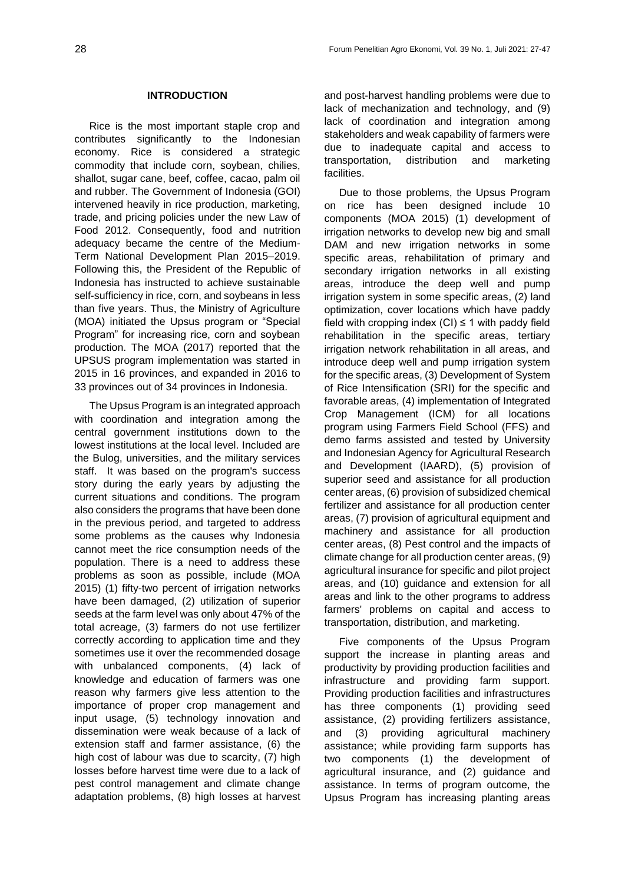## INTRODUCTION

Rice is the most important staple crop and contributes significantly to the Indonesian economy. Rice is considered a strategic commodity that include corn, soybean, chilies, shallot, sugar cane, beef, coffee, cacao, palm oil and rubber. The Government of Indonesia (GOI) intervened heavily in rice production, marketing, trade, and pricing policies under the new Law of Food 2012. Consequently, food and nutrition adequacy became the centre of the Medium-Term National Development Plan 2015–2019. Following this, the President of the Republic of Indonesia has instructed to achieve sustainable self-sufficiency in rice, corn, and soybeans in less than five years. Thus, the Ministry of Agriculture (MOA) initiated the Upsus program or "Special Program" for increasing rice, corn and soybean production. The MOA (2017) reported that the UPSUS program implementation was started in 2015 in 16 provinces, and expanded in 2016 to 33 provinces out of 34 provinces in Indonesia.

The Upsus Program is an integrated approach with coordination and integration among the central government institutions down to the lowest institutions at the local level. Included are the Bulog, universities, and the military services staff. It was based on the program's success story during the early years by adjusting the current situations and conditions. The program also considers the programs that have been done in the previous period, and targeted to address some problems as the causes why Indonesia cannot meet the rice consumption needs of the population. There is a need to address these problems as soon as possible, include (MOA 2015) (1) fifty-two percent of irrigation networks have been damaged, (2) utilization of superior seeds at the farm level was only about 47% of the total acreage, (3) farmers do not use fertilizer correctly according to application time and they sometimes use it over the recommended dosage with unbalanced components, (4) lack of knowledge and education of farmers was one reason why farmers give less attention to the importance of proper crop management and input usage, (5) technology innovation and dissemination were weak because of a lack of extension staff and farmer assistance, (6) the high cost of labour was due to scarcity, (7) high losses before harvest time were due to a lack of pest control management and climate change adaptation problems, (8) high losses at harvest and post-harvest handling problems were due to lack of mechanization and technology, and (9) lack of coordination and integration among stakeholders and weak capability of farmers were due to inadequate capital and access to transportation, distribution and marketing facilities.

Due to those problems, the Upsus Program on rice has been designed include 10 components (MOA 2015) (1) development of irrigation networks to develop new big and small DAM and new irrigation networks in some specific areas, rehabilitation of primary and secondary irrigation networks in all existing areas, introduce the deep well and pump irrigation system in some specific areas, (2) land optimization, cover locations which have paddy field with cropping index (CI) ≤ 1 with paddy field rehabilitation in the specific areas, tertiary irrigation network rehabilitation in all areas, and introduce deep well and pump irrigation system for the specific areas, (3) Development of System of Rice Intensification (SRI) for the specific and favorable areas, (4) implementation of Integrated Crop Management (ICM) for all locations program using Farmers Field School (FFS) and demo farms assisted and tested by University and Indonesian Agency for Agricultural Research and Development (IAARD), (5) provision of superior seed and assistance for all production center areas, (6) provision of subsidized chemical fertilizer and assistance for all production center areas, (7) provision of agricultural equipment and machinery and assistance for all production center areas, (8) Pest control and the impacts of climate change for all production center areas, (9) agricultural insurance for specific and pilot project areas, and (10) guidance and extension for all areas and link to the other programs to address farmers' problems on capital and access to transportation, distribution, and marketing.

Five components of the Upsus Program support the increase in planting areas and productivity by providing production facilities and infrastructure and providing farm support. Providing production facilities and infrastructures has three components (1) providing seed assistance, (2) providing fertilizers assistance, and (3) providing agricultural machinery assistance; while providing farm supports has two components (1) the development of agricultural insurance, and (2) guidance and assistance. In terms of program outcome, the Upsus Program has increasing planting areas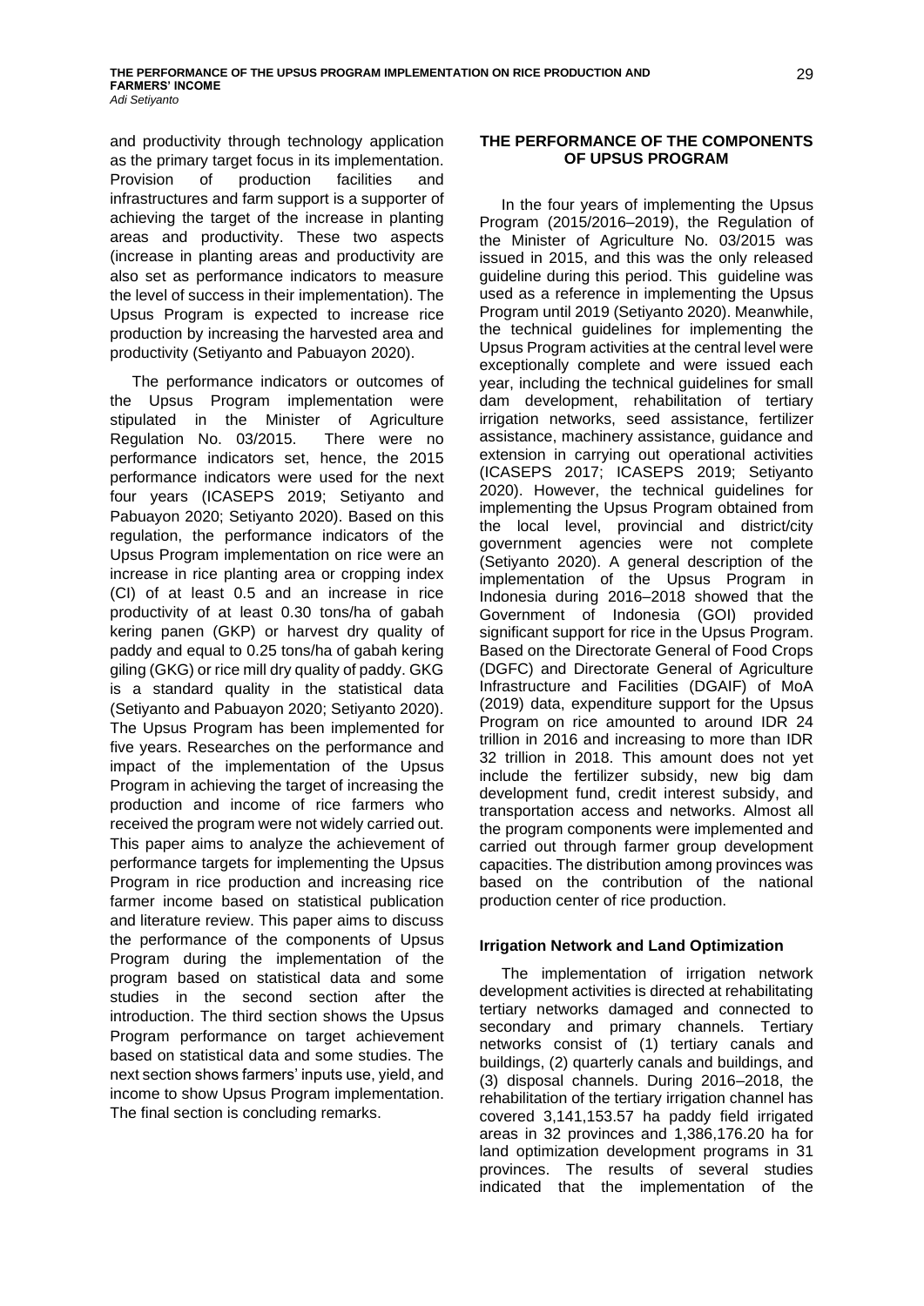and productivity through technology application as the primary target focus in its implementation. Provision of production facilities and infrastructures and farm support is a supporter of achieving the target of the increase in planting areas and productivity. These two aspects (increase in planting areas and productivity are also set as performance indicators to measure the level of success in their implementation). The Upsus Program is expected to increase rice production by increasing the harvested area and productivity (Setiyanto and Pabuayon 2020).

The performance indicators or outcomes of the Upsus Program implementation were stipulated in the Minister of Agriculture Regulation No. 03/2015. There were no performance indicators set, hence, the 2015 performance indicators were used for the next four years (ICASEPS 2019; Setiyanto and Pabuayon 2020; Setiyanto 2020). Based on this regulation, the performance indicators of the Upsus Program implementation on rice were an increase in rice planting area or cropping index (CI) of at least 0.5 and an increase in rice productivity of at least 0.30 tons/ha of gabah kering panen (GKP) or harvest dry quality of paddy and equal to 0.25 tons/ha of gabah kering giling (GKG) or rice mill dry quality of paddy. GKG is a standard quality in the statistical data (Setiyanto and Pabuayon 2020; Setiyanto 2020). The Upsus Program has been implemented for five years. Researches on the performance and impact of the implementation of the Upsus Program in achieving the target of increasing the production and income of rice farmers who received the program were not widely carried out. This paper aims to analyze the achievement of performance targets for implementing the Upsus Program in rice production and increasing rice farmer income based on statistical publication and literature review. This paper aims to discuss the performance of the components of Upsus Program during the implementation of the program based on statistical data and some studies in the second section after the introduction. The third section shows the Upsus Program performance on target achievement based on statistical data and some studies. The next section shows farmers' inputs use, yield, and income to show Upsus Program implementation. The final section is concluding remarks.

## THE PERFORMANCE OF THE COMPONENTS OF UPSUS PROGRAM

In the four years of implementing the Upsus Program (2015/2016–2019), the Regulation of the Minister of Agriculture No. 03/2015 was issued in 2015, and this was the only released guideline during this period. This guideline was used as a reference in implementing the Upsus Program until 2019 (Setiyanto 2020). Meanwhile, the technical guidelines for implementing the Upsus Program activities at the central level were exceptionally complete and were issued each year, including the technical guidelines for small dam development, rehabilitation of tertiary irrigation networks, seed assistance, fertilizer assistance, machinery assistance, guidance and extension in carrying out operational activities (ICASEPS 2017; ICASEPS 2019; Setiyanto 2020). However, the technical guidelines for implementing the Upsus Program obtained from the local level, provincial and district/city government agencies were not complete (Setiyanto 2020). A general description of the implementation of the Upsus Program in Indonesia during 2016–2018 showed that the Government of Indonesia (GOI) provided significant support for rice in the Upsus Program. Based on the Directorate General of Food Crops (DGFC) and Directorate General of Agriculture Infrastructure and Facilities (DGAIF) of MoA (2019) data, expenditure support for the Upsus Program on rice amounted to around IDR 24 trillion in 2016 and increasing to more than IDR 32 trillion in 2018. This amount does not yet include the fertilizer subsidy, new big dam development fund, credit interest subsidy, and transportation access and networks. Almost all the program components were implemented and carried out through farmer group development capacities. The distribution among provinces was based on the contribution of the national production center of rice production.

### Irrigation Network and Land Optimization

The implementation of irrigation network development activities is directed at rehabilitating tertiary networks damaged and connected to secondary and primary channels. Tertiary networks consist of (1) tertiary canals and buildings, (2) quarterly canals and buildings, and (3) disposal channels. During 2016–2018, the rehabilitation of the tertiary irrigation channel has covered 3,141,153.57 ha paddy field irrigated areas in 32 provinces and 1,386,176.20 ha for land optimization development programs in 31 provinces. The results of several studies indicated that the implementation of the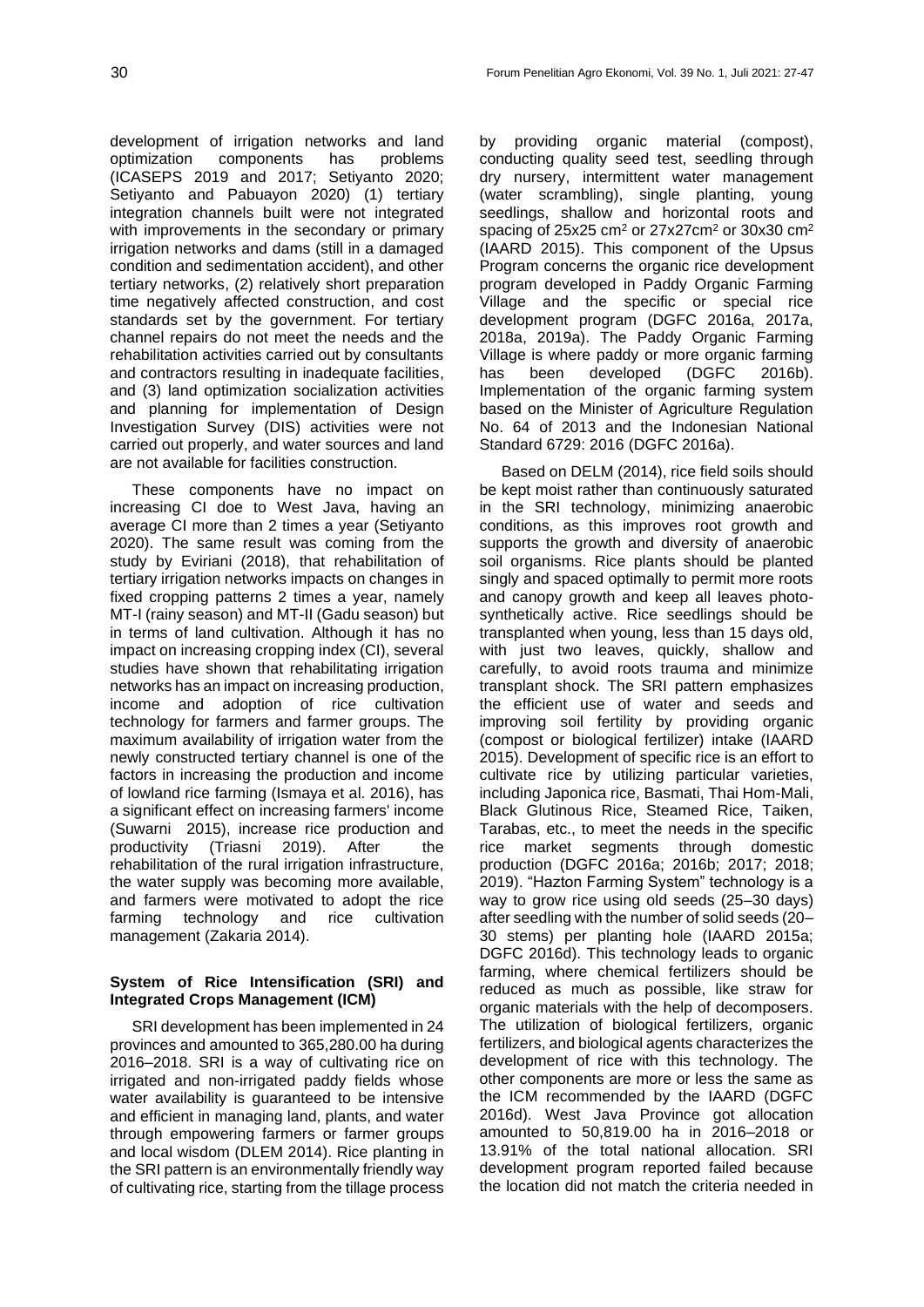development of irrigation networks and land optimization components has problems (ICASEPS 2019 and 2017; Setiyanto 2020; Setiyanto and Pabuayon 2020) (1) tertiary integration channels built were not integrated with improvements in the secondary or primary irrigation networks and dams (still in a damaged condition and sedimentation accident), and other tertiary networks, (2) relatively short preparation time negatively affected construction, and cost standards set by the government. For tertiary channel repairs do not meet the needs and the rehabilitation activities carried out by consultants and contractors resulting in inadequate facilities, and (3) land optimization socialization activities and planning for implementation of Design Investigation Survey (DIS) activities were not carried out properly, and water sources and land are not available for facilities construction.

These components have no impact on increasing CI doe to West Java, having an average CI more than 2 times a year (Setiyanto 2020). The same result was coming from the study by Eviriani (2018), that rehabilitation of tertiary irrigation networks impacts on changes in fixed cropping patterns 2 times a year, namely MT-I (rainy season) and MT-II (Gadu season) but in terms of land cultivation. Although it has no impact on increasing cropping index (CI), several studies have shown that rehabilitating irrigation networks has an impact on increasing production, income and adoption of rice cultivation technology for farmers and farmer groups. The maximum availability of irrigation water from the newly constructed tertiary channel is one of the factors in increasing the production and income of lowland rice farming (Ismaya et al. 2016), has a significant effect on increasing farmers' income (Suwarni 2015), increase rice production and productivity (Triasni 2019). After the rehabilitation of the rural irrigation infrastructure, the water supply was becoming more available, and farmers were motivated to adopt the rice farming technology and rice cultivation management (Zakaria 2014).

### System of Rice Intensification (SRI) and Integrated Crops Management (ICM)

SRI development has been implemented in 24 provinces and amounted to 365,280.00 ha during 2016–2018. SRI is a way of cultivating rice on irrigated and non-irrigated paddy fields whose water availability is guaranteed to be intensive and efficient in managing land, plants, and water through empowering farmers or farmer groups and local wisdom (DLEM 2014). Rice planting in the SRI pattern is an environmentally friendly way of cultivating rice, starting from the tillage process by providing organic material (compost), conducting quality seed test, seedling through dry nursery, intermittent water management (water scrambling), single planting, young seedlings, shallow and horizontal roots and spacing of 25x25 cm$^2$ or 27x27cm$^2$ or 30x30 cm$^2$ (IAARD 2015). This component of the Upsus Program concerns the organic rice development program developed in Paddy Organic Farming Village and the specific or special rice development program (DGFC 2016a, 2017a, 2018a, 2019a). The Paddy Organic Farming Village is where paddy or more organic farming has been developed (DGFC 2016b). Implementation of the organic farming system based on the Minister of Agriculture Regulation No. 64 of 2013 and the Indonesian National Standard 6729: 2016 (DGFC 2016a).

Based on DELM (2014), rice field soils should be kept moist rather than continuously saturated in the SRI technology, minimizing anaerobic conditions, as this improves root growth and supports the growth and diversity of anaerobic soil organisms. Rice plants should be planted singly and spaced optimally to permit more roots and canopy growth and keep all leaves photo-synthetically active. Rice seedlings should be transplanted when young, less than 15 days old, with just two leaves, quickly, shallow and carefully, to avoid roots trauma and minimize transplant shock. The SRI pattern emphasizes the efficient use of water and seeds and improving soil fertility by providing organic (compost or biological fertilizer) intake (IAARD 2015). Development of specific rice is an effort to cultivate rice by utilizing particular varieties, including Japonica rice, Basmati, Thai Hom-Mali, Black Glutinous Rice, Steamed Rice, Taiken, Tarabas, etc., to meet the needs in the specific rice market segments through domestic production (DGFC 2016a; 2016b; 2017; 2018; 2019). "Hazton Farming System" technology is a way to grow rice using old seeds (25–30 days) after seedling with the number of solid seeds (20–30 stems) per planting hole (IAARD 2015a; DGFC 2016d). This technology leads to organic farming, where chemical fertilizers should be reduced as much as possible, like straw for organic materials with the help of decomposers. The utilization of biological fertilizers, organic fertilizers, and biological agents characterizes the development of rice with this technology. The other components are more or less the same as the ICM recommended by the IAARD (DGFC 2016d). West Java Province got allocation amounted to 50,819.00 ha in 2016–2018 or 13.91% of the total national allocation. SRI development program reported failed because the location did not match the criteria needed in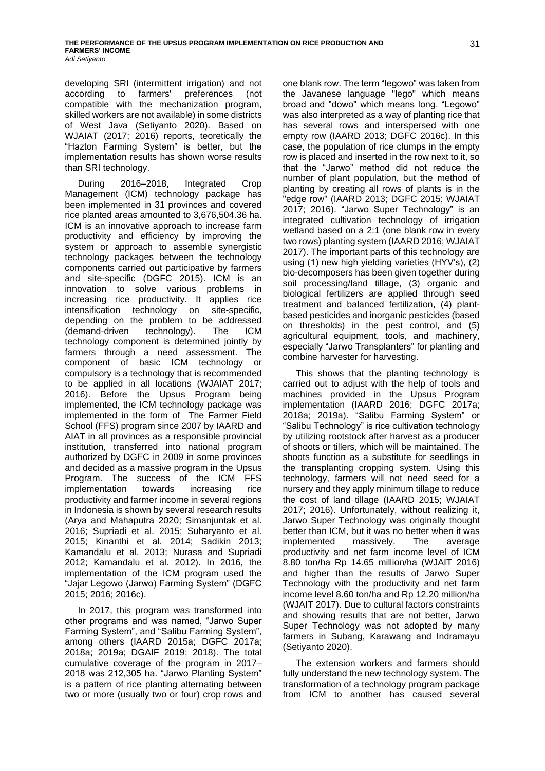developing SRI (intermittent irrigation) and not according to farmers' preferences (not compatible with the mechanization program, skilled workers are not available) in some districts of West Java (Setiyanto 2020). Based on WJAIAT (2017; 2016) reports, teoretically the "Hazton Farming System" is better, but the implementation results has shown worse results than SRI technology.

During 2016–2018, Integrated Crop Management (ICM) technology package has been implemented in 31 provinces and covered rice planted areas amounted to 3,676,504.36 ha. ICM is an innovative approach to increase farm productivity and efficiency by improving the system or approach to assemble synergistic technology packages between the technology components carried out participative by farmers and site-specific (DGFC 2015). ICM is an innovation to solve various problems in increasing rice productivity. It applies rice intensification technology on site-specific, depending on the problem to be addressed (demand-driven technology). The ICM technology component is determined jointly by farmers through a need assessment. The component of basic ICM technology or compulsory is a technology that is recommended to be applied in all locations (WJAIAT 2017; 2016). Before the Upsus Program being implemented, the ICM technology package was implemented in the form of The Farmer Field School (FFS) program since 2007 by IAARD and AIAT in all provinces as a responsible provincial institution, transferred into national program authorized by DGFC in 2009 in some provinces and decided as a massive program in the Upsus Program. The success of the ICM FFS implementation towards increasing rice productivity and farmer income in several regions in Indonesia is shown by several research results (Arya and Mahaputra 2020; Simanjuntak et al. 2016; Supriadi et al. 2015; Suharyanto et al. 2015; Kinanthi et al. 2014; Sadikin 2013; Kamandalu et al. 2013; Nurasa and Supriadi 2012; Kamandalu et al. 2012). In 2016, the implementation of the ICM program used the "Jajar Legowo (Jarwo) Farming System" (DGFC 2015; 2016; 2016c).

In 2017, this program was transformed into other programs and was named, "Jarwo Super Farming System", and "Salibu Farming System", among others (IAARD 2015a; DGFC 2017a; 2018a; 2019a; DGAIF 2019; 2018). The total cumulative coverage of the program in 2017–2018 was 212,305 ha. "Jarwo Planting System" is a pattern of rice planting alternating between two or more (usually two or four) crop rows and one blank row. The term "legowo" was taken from the Javanese language "lego" which means broad and "dowo" which means long. "Legowo" was also interpreted as a way of planting rice that has several rows and interspersed with one empty row (IAARD 2013; DGFC 2016c). In this case, the population of rice clumps in the empty row is placed and inserted in the row next to it, so that the "Jarwo" method did not reduce the number of plant population, but the method of planting by creating all rows of plants is in the "edge row" (IAARD 2013; DGFC 2015; WJAIAT 2017; 2016). "Jarwo Super Technology" is an integrated cultivation technology of irrigation wetland based on a 2:1 (one blank row in every two rows) planting system (IAARD 2016; WJAIAT 2017). The important parts of this technology are using (1) new high yielding varieties (HYV's), (2) bio-decomposers has been given together during soil processing/land tillage, (3) organic and biological fertilizers are applied through seed treatment and balanced fertilization, (4) plant-based pesticides and inorganic pesticides (based on thresholds) in the pest control, and (5) agricultural equipment, tools, and machinery, especially "Jarwo Transplanters" for planting and combine harvester for harvesting.

This shows that the planting technology is carried out to adjust with the help of tools and machines provided in the Upsus Program implementation (IAARD 2016; DGFC 2017a; 2018a; 2019a). "Salibu Farming System" or "Salibu Technology" is rice cultivation technology by utilizing rootstock after harvest as a producer of shoots or tillers, which will be maintained. The shoots function as a substitute for seedlings in the transplanting cropping system. Using this technology, farmers will not need seed for a nursery and they apply minimum tillage to reduce the cost of land tillage (IAARD 2015; WJAIAT 2017; 2016). Unfortunately, without realizing it, Jarwo Super Technology was originally thought better than ICM, but it was no better when it was implemented massively. The average productivity and net farm income level of ICM 8.80 ton/ha Rp 14.65 million/ha (WJAIT 2016) and higher than the results of Jarwo Super Technology with the productivity and net farm income level 8.60 ton/ha and Rp 12.20 million/ha (WJAIT 2017). Due to cultural factors constraints and showing results that are not better, Jarwo Super Technology was not adopted by many farmers in Subang, Karawang and Indramayu (Setiyanto 2020).

The extension workers and farmers should fully understand the new technology system. The transformation of a technology program package from ICM to another has caused several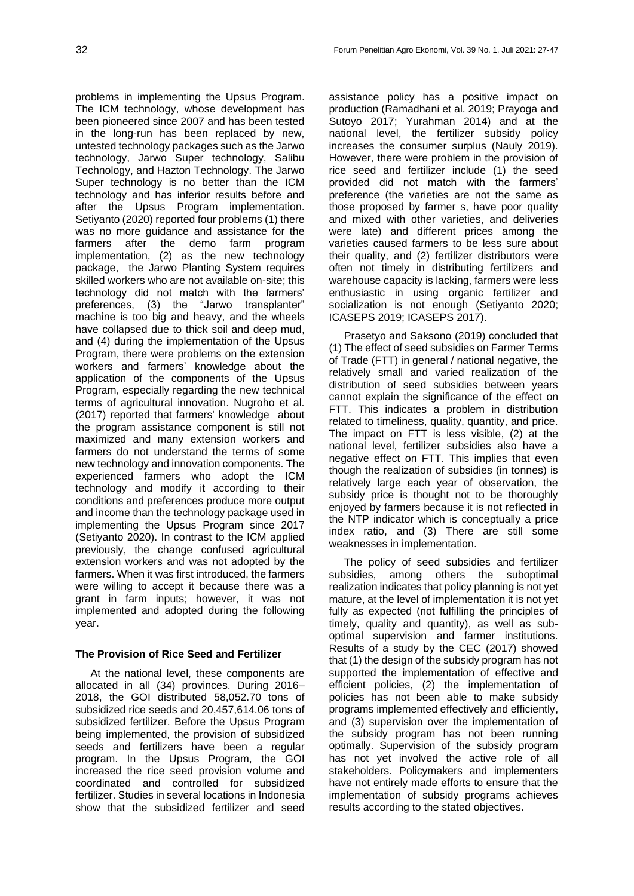problems in implementing the Upsus Program. The ICM technology, whose development has been pioneered since 2007 and has been tested in the long-run has been replaced by new, untested technology packages such as the Jarwo technology, Jarwo Super technology, Salibu Technology, and Hazton Technology. The Jarwo Super technology is no better than the ICM technology and has inferior results before and after the Upsus Program implementation. Setiyanto (2020) reported four problems (1) there was no more guidance and assistance for the farmers after the demo farm program implementation, (2) as the new technology package, the Jarwo Planting System requires skilled workers who are not available on-site; this technology did not match with the farmers' preferences, (3) the "Jarwo transplanter" machine is too big and heavy, and the wheels have collapsed due to thick soil and deep mud, and (4) during the implementation of the Upsus Program, there were problems on the extension workers and farmers' knowledge about the application of the components of the Upsus Program, especially regarding the new technical terms of agricultural innovation. Nugroho et al. (2017) reported that farmers' knowledge about the program assistance component is still not maximized and many extension workers and farmers do not understand the terms of some new technology and innovation components. The experienced farmers who adopt the ICM technology and modify it according to their conditions and preferences produce more output and income than the technology package used in implementing the Upsus Program since 2017 (Setiyanto 2020). In contrast to the ICM applied previously, the change confused agricultural extension workers and was not adopted by the farmers. When it was first introduced, the farmers were willing to accept it because there was a grant in farm inputs; however, it was not implemented and adopted during the following year.

### The Provision of Rice Seed and Fertilizer

At the national level, these components are allocated in all (34) provinces. During 2016–2018, the GOI distributed 58,052.70 tons of subsidized rice seeds and 20,457,614.06 tons of subsidized fertilizer. Before the Upsus Program being implemented, the provision of subsidized seeds and fertilizers have been a regular program. In the Upsus Program, the GOI increased the rice seed provision volume and coordinated and controlled for subsidized fertilizer. Studies in several locations in Indonesia show that the subsidized fertilizer and seed assistance policy has a positive impact on production (Ramadhani et al. 2019; Prayoga and Sutoyo 2017; Yurahman 2014) and at the national level, the fertilizer subsidy policy increases the consumer surplus (Nauly 2019). However, there were problem in the provision of rice seed and fertilizer include (1) the seed provided did not match with the farmers' preference (the varieties are not the same as those proposed by farmer s, have poor quality and mixed with other varieties, and deliveries were late) and different prices among the varieties caused farmers to be less sure about their quality, and (2) fertilizer distributors were often not timely in distributing fertilizers and warehouse capacity is lacking, farmers were less enthusiastic in using organic fertilizer and socialization is not enough (Setiyanto 2020; ICASEPS 2019; ICASEPS 2017).

Prasetyo and Saksono (2019) concluded that (1) The effect of seed subsidies on Farmer Terms of Trade (FTT) in general / national negative, the relatively small and varied realization of the distribution of seed subsidies between years cannot explain the significance of the effect on FTT. This indicates a problem in distribution related to timeliness, quality, quantity, and price. The impact on FTT is less visible, (2) at the national level, fertilizer subsidies also have a negative effect on FTT. This implies that even though the realization of subsidies (in tonnes) is relatively large each year of observation, the subsidy price is thought not to be thoroughly enjoyed by farmers because it is not reflected in the NTP indicator which is conceptually a price index ratio, and (3) There are still some weaknesses in implementation.

The policy of seed subsidies and fertilizer subsidies, among others the suboptimal realization indicates that policy planning is not yet mature, at the level of implementation it is not yet fully as expected (not fulfilling the principles of timely, quality and quantity), as well as sub-optimal supervision and farmer institutions. Results of a study by the CEC (2017) showed that (1) the design of the subsidy program has not supported the implementation of effective and efficient policies, (2) the implementation of policies has not been able to make subsidy programs implemented effectively and efficiently, and (3) supervision over the implementation of the subsidy program has not been running optimally. Supervision of the subsidy program has not yet involved the active role of all stakeholders. Policymakers and implementers have not entirely made efforts to ensure that the implementation of subsidy programs achieves results according to the stated objectives.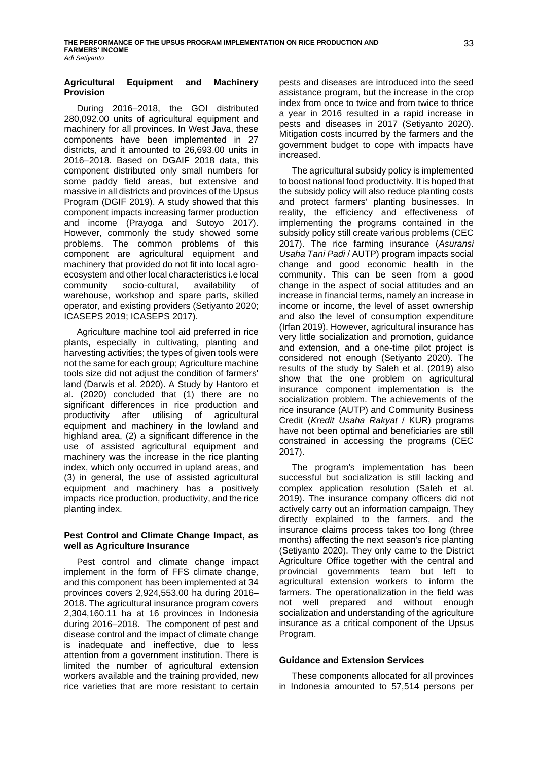### Agricultural Equipment and Machinery Provision

During 2016–2018, the GOI distributed 280,092.00 units of agricultural equipment and machinery for all provinces. In West Java, these components have been implemented in 27 districts, and it amounted to 26,693.00 units in 2016–2018. Based on DGAIF 2018 data, this component distributed only small numbers for some paddy field areas, but extensive and massive in all districts and provinces of the Upsus Program (DGIF 2019). A study showed that this component impacts increasing farmer production and income (Prayoga and Sutoyo 2017). However, commonly the study showed some problems. The common problems of this component are agricultural equipment and machinery that provided do not fit into local agro-ecosystem and other local characteristics i.e local community socio-cultural, availability of warehouse, workshop and spare parts, skilled operator, and existing providers (Setiyanto 2020; ICASEPS 2019; ICASEPS 2017).

Agriculture machine tool aid preferred in rice plants, especially in cultivating, planting and harvesting activities; the types of given tools were not the same for each group; Agriculture machine tools size did not adjust the condition of farmers' land (Darwis et al. 2020). A Study by Hantoro et al. (2020) concluded that (1) there are no significant differences in rice production and productivity after utilising of agricultural equipment and machinery in the lowland and highland area, (2) a significant difference in the use of assisted agricultural equipment and machinery was the increase in the rice planting index, which only occurred in upland areas, and (3) in general, the use of assisted agricultural equipment and machinery has a positively impacts rice production, productivity, and the rice planting index.

### Pest Control and Climate Change Impact, as well as Agriculture Insurance

Pest control and climate change impact implement in the form of FFS climate change, and this component has been implemented at 34 provinces covers 2,924,553.00 ha during 2016–2018. The agricultural insurance program covers 2,304,160.11 ha at 16 provinces in Indonesia during 2016–2018. The component of pest and disease control and the impact of climate change is inadequate and ineffective, due to less attention from a government institution. There is limited the number of agricultural extension workers available and the training provided, new rice varieties that are more resistant to certain pests and diseases are introduced into the seed assistance program, but the increase in the crop index from once to twice and from twice to thrice a year in 2016 resulted in a rapid increase in pests and diseases in 2017 (Setiyanto 2020). Mitigation costs incurred by the farmers and the government budget to cope with impacts have increased.

The agricultural subsidy policy is implemented to boost national food productivity. It is hoped that the subsidy policy will also reduce planting costs and protect farmers' planting businesses. In reality, the efficiency and effectiveness of implementing the programs contained in the subsidy policy still create various problems (CEC 2017). The rice farming insurance (*Asuransi Usaha Tani Padi* / AUTP) program impacts social change and good economic health in the community. This can be seen from a good change in the aspect of social attitudes and an increase in financial terms, namely an increase in income or income, the level of asset ownership and also the level of consumption expenditure (Irfan 2019). However, agricultural insurance has very little socialization and promotion, guidance and extension, and a one-time pilot project is considered not enough (Setiyanto 2020). The results of the study by Saleh et al. (2019) also show that the one problem on agricultural insurance component implementation is the socialization problem. The achievements of the rice insurance (AUTP) and Community Business Credit (*Kredit Usaha Rakyat* / KUR) programs have not been optimal and beneficiaries are still constrained in accessing the programs (CEC 2017).

The program's implementation has been successful but socialization is still lacking and complex application resolution (Saleh et al. 2019). The insurance company officers did not actively carry out an information campaign. They directly explained to the farmers, and the insurance claims process takes too long (three months) affecting the next season's rice planting (Setiyanto 2020). They only came to the District Agriculture Office together with the central and provincial governments team but left to agricultural extension workers to inform the farmers. The operationalization in the field was not well prepared and without enough socialization and understanding of the agriculture insurance as a critical component of the Upsus Program.

### Guidance and Extension Services

These components allocated for all provinces in Indonesia amounted to 57,514 persons per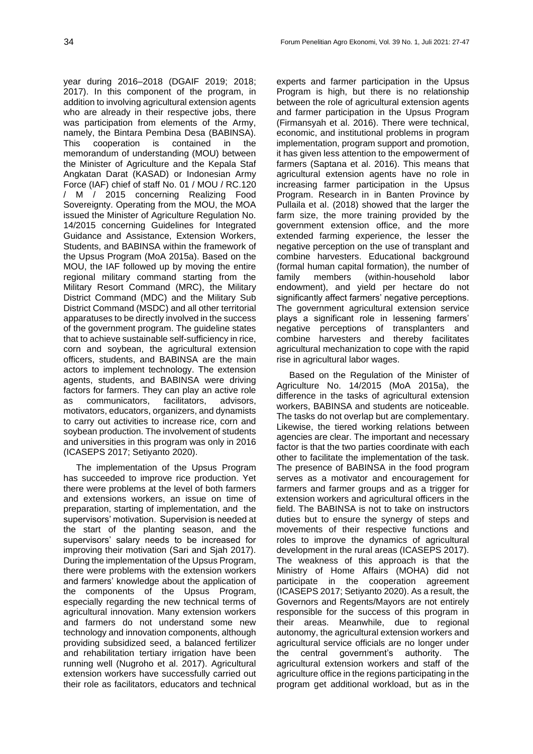year during 2016–2018 (DGAIF 2019; 2018; 2017). In this component of the program, in addition to involving agricultural extension agents who are already in their respective jobs, there was participation from elements of the Army, namely, the Bintara Pembina Desa (BABINSA). This cooperation is contained in the memorandum of understanding (MOU) between the Minister of Agriculture and the Kepala Staf Angkatan Darat (KASAD) or Indonesian Army Force (IAF) chief of staff No. 01 / MOU / RC.120 / M / 2015 concerning Realizing Food Sovereignty. Operating from the MOU, the MOA issued the Minister of Agriculture Regulation No. 14/2015 concerning Guidelines for Integrated Guidance and Assistance, Extension Workers, Students, and BABINSA within the framework of the Upsus Program (MoA 2015a). Based on the MOU, the IAF followed up by moving the entire regional military command starting from the Military Resort Command (MRC), the Military District Command (MDC) and the Military Sub District Command (MSDC) and all other territorial apparatuses to be directly involved in the success of the government program. The guideline states that to achieve sustainable self-sufficiency in rice, corn and soybean, the agricultural extension officers, students, and BABINSA are the main actors to implement technology. The extension agents, students, and BABINSA were driving factors for farmers. They can play an active role as communicators, facilitators, advisors, motivators, educators, organizers, and dynamists to carry out activities to increase rice, corn and soybean production. The involvement of students and universities in this program was only in 2016 (ICASEPS 2017; Setiyanto 2020).

The implementation of the Upsus Program has succeeded to improve rice production. Yet there were problems at the level of both farmers and extensions workers, an issue on time of preparation, starting of implementation, and the supervisors' motivation. Supervision is needed at the start of the planting season, and the supervisors' salary needs to be increased for improving their motivation (Sari and Sjah 2017). During the implementation of the Upsus Program, there were problems with the extension workers and farmers' knowledge about the application of the components of the Upsus Program, especially regarding the new technical terms of agricultural innovation. Many extension workers and farmers do not understand some new technology and innovation components, although providing subsidized seed, a balanced fertilizer and rehabilitation tertiary irrigation have been running well (Nugroho et al. 2017). Agricultural extension workers have successfully carried out their role as facilitators, educators and technical experts and farmer participation in the Upsus Program is high, but there is no relationship between the role of agricultural extension agents and farmer participation in the Upsus Program (Firmansyah et al. 2016). There were technical, economic, and institutional problems in program implementation, program support and promotion, it has given less attention to the empowerment of farmers (Saptana et al. 2016). This means that agricultural extension agents have no role in increasing farmer participation in the Upsus Program. Research in in Banten Province by Pullaila et al. (2018) showed that the larger the farm size, the more training provided by the government extension office, and the more extended farming experience, the lesser the negative perception on the use of transplant and combine harvesters. Educational background (formal human capital formation), the number of family members (within-household labor endowment), and yield per hectare do not significantly affect farmers' negative perceptions. The government agricultural extension service plays a significant role in lessening farmers' negative perceptions of transplanters and combine harvesters and thereby facilitates agricultural mechanization to cope with the rapid rise in agricultural labor wages.

Based on the Regulation of the Minister of Agriculture No. 14/2015 (MoA 2015a), the difference in the tasks of agricultural extension workers, BABINSA and students are noticeable. The tasks do not overlap but are complementary. Likewise, the tiered working relations between agencies are clear. The important and necessary factor is that the two parties coordinate with each other to facilitate the implementation of the task. The presence of BABINSA in the food program serves as a motivator and encouragement for farmers and farmer groups and as a trigger for extension workers and agricultural officers in the field. The BABINSA is not to take on instructors duties but to ensure the synergy of steps and movements of their respective functions and roles to improve the dynamics of agricultural development in the rural areas (ICASEPS 2017). The weakness of this approach is that the Ministry of Home Affairs (MOHA) did not participate in the cooperation agreement (ICASEPS 2017; Setiyanto 2020). As a result, the Governors and Regents/Mayors are not entirely responsible for the success of this program in their areas. Meanwhile, due to regional autonomy, the agricultural extension workers and agricultural service officials are no longer under the central government's authority. The agricultural extension workers and staff of the agriculture office in the regions participating in the program get additional workload, but as in the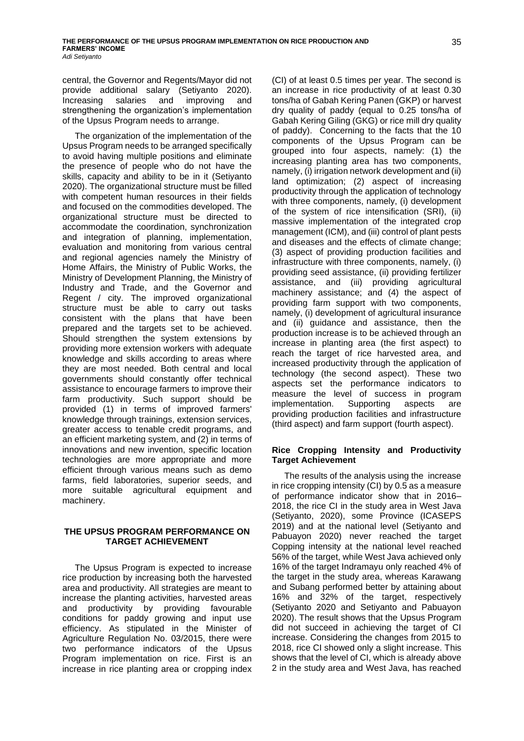central, the Governor and Regents/Mayor did not provide additional salary (Setiyanto 2020). Increasing salaries and improving and strengthening the organization's implementation of the Upsus Program needs to arrange.

The organization of the implementation of the Upsus Program needs to be arranged specifically to avoid having multiple positions and eliminate the presence of people who do not have the skills, capacity and ability to be in it (Setiyanto 2020). The organizational structure must be filled with competent human resources in their fields and focused on the commodities developed. The organizational structure must be directed to accommodate the coordination, synchronization and integration of planning, implementation, evaluation and monitoring from various central and regional agencies namely the Ministry of Home Affairs, the Ministry of Public Works, the Ministry of Development Planning, the Ministry of Industry and Trade, and the Governor and Regent / city. The improved organizational structure must be able to carry out tasks consistent with the plans that have been prepared and the targets set to be achieved. Should strengthen the system extensions by providing more extension workers with adequate knowledge and skills according to areas where they are most needed. Both central and local governments should constantly offer technical assistance to encourage farmers to improve their farm productivity. Such support should be provided (1) in terms of improved farmers' knowledge through trainings, extension services, greater access to tenable credit programs, and an efficient marketing system, and (2) in terms of innovations and new invention, specific location technologies are more appropriate and more efficient through various means such as demo farms, field laboratories, superior seeds, and more suitable agricultural equipment and machinery.

## THE UPSUS PROGRAM PERFORMANCE ON TARGET ACHIEVEMENT

The Upsus Program is expected to increase rice production by increasing both the harvested area and productivity. All strategies are meant to increase the planting activities, harvested areas and productivity by providing favourable conditions for paddy growing and input use efficiency. As stipulated in the Minister of Agriculture Regulation No. 03/2015, there were two performance indicators of the Upsus Program implementation on rice. First is an increase in rice planting area or cropping index (CI) of at least 0.5 times per year. The second is an increase in rice productivity of at least 0.30 tons/ha of Gabah Kering Panen (GKP) or harvest dry quality of paddy (equal to 0.25 tons/ha of Gabah Kering Giling (GKG) or rice mill dry quality of paddy). Concerning to the facts that the 10 components of the Upsus Program can be grouped into four aspects, namely: (1) the increasing planting area has two components, namely, (i) irrigation network development and (ii) land optimization; (2) aspect of increasing productivity through the application of technology with three components, namely, (i) development of the system of rice intensification (SRI), (ii) massive implementation of the integrated crop management (ICM), and (iii) control of plant pests and diseases and the effects of climate change; (3) aspect of providing production facilities and infrastructure with three components, namely, (i) providing seed assistance, (ii) providing fertilizer assistance, and (iii) providing agricultural machinery assistance; and (4) the aspect of providing farm support with two components, namely, (i) development of agricultural insurance and (ii) guidance and assistance, then the production increase is to be achieved through an increase in planting area (the first aspect) to reach the target of rice harvested area, and increased productivity through the application of technology (the second aspect). These two aspects set the performance indicators to measure the level of success in program implementation. Supporting aspects are providing production facilities and infrastructure (third aspect) and farm support (fourth aspect).

### Rice Cropping Intensity and Productivity Target Achievement

The results of the analysis using the increase in rice cropping intensity (CI) by 0.5 as a measure of performance indicator show that in 2016–2018, the rice CI in the study area in West Java (Setiyanto, 2020), some Province (ICASEPS 2019) and at the national level (Setiyanto and Pabuayon 2020) never reached the target Copping intensity at the national level reached 56% of the target, while West Java achieved only 16% of the target Indramayu only reached 4% of the target in the study area, whereas Karawang and Subang performed better by attaining about 16% and 32% of the target, respectively (Setiyanto 2020 and Setiyanto and Pabuayon 2020). The result shows that the Upsus Program did not succeed in achieving the target of CI increase. Considering the changes from 2015 to 2018, rice CI showed only a slight increase. This shows that the level of CI, which is already above 2 in the study area and West Java, has reached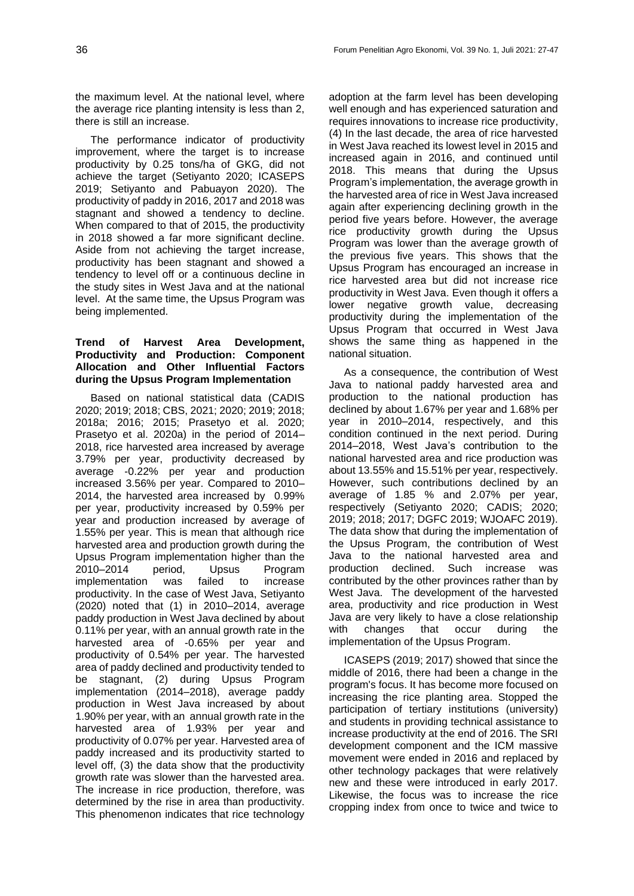the maximum level. At the national level, where the average rice planting intensity is less than 2, there is still an increase.

The performance indicator of productivity improvement, where the target is to increase productivity by 0.25 tons/ha of GKG, did not achieve the target (Setiyanto 2020; ICASEPS 2019; Setiyanto and Pabuayon 2020). The productivity of paddy in 2016, 2017 and 2018 was stagnant and showed a tendency to decline. When compared to that of 2015, the productivity in 2018 showed a far more significant decline. Aside from not achieving the target increase, productivity has been stagnant and showed a tendency to level off or a continuous decline in the study sites in West Java and at the national level. At the same time, the Upsus Program was being implemented.

### Trend of Harvest Area Development, Productivity and Production: Component Allocation and Other Influential Factors during the Upsus Program Implementation

Based on national statistical data (CADIS 2020; 2019; 2018; CBS, 2021; 2020; 2019; 2018; 2018a; 2016; 2015; Prasetyo et al. 2020; Prasetyo et al. 2020a) in the period of 2014–2018, rice harvested area increased by average 3.79% per year, productivity decreased by average -0.22% per year and production increased 3.56% per year. Compared to 2010–2014, the harvested area increased by 0.99% per year, productivity increased by 0.59% per year and production increased by average of 1.55% per year. This is mean that although rice harvested area and production growth during the Upsus Program implementation higher than the 2010–2014 period, Upsus Program implementation was failed to increase productivity. In the case of West Java, Setiyanto (2020) noted that (1) in 2010–2014, average paddy production in West Java declined by about 0.11% per year, with an annual growth rate in the harvested area of -0.65% per year and productivity of 0.54% per year. The harvested area of paddy declined and productivity tended to be stagnant, (2) during Upsus Program implementation (2014–2018), average paddy production in West Java increased by about 1.90% per year, with an annual growth rate in the harvested area of 1.93% per year and productivity of 0.07% per year. Harvested area of paddy increased and its productivity started to level off, (3) the data show that the productivity growth rate was slower than the harvested area. The increase in rice production, therefore, was determined by the rise in area than productivity. This phenomenon indicates that rice technology adoption at the farm level has been developing well enough and has experienced saturation and requires innovations to increase rice productivity, (4) In the last decade, the area of rice harvested in West Java reached its lowest level in 2015 and increased again in 2016, and continued until 2018. This means that during the Upsus Program's implementation, the average growth in the harvested area of rice in West Java increased again after experiencing declining growth in the period five years before. However, the average rice productivity growth during the Upsus Program was lower than the average growth of the previous five years. This shows that the Upsus Program has encouraged an increase in rice harvested area but did not increase rice productivity in West Java. Even though it offers a lower negative growth value, decreasing productivity during the implementation of the Upsus Program that occurred in West Java shows the same thing as happened in the national situation.

As a consequence, the contribution of West Java to national paddy harvested area and production to the national production has declined by about 1.67% per year and 1.68% per year in 2010–2014, respectively, and this condition continued in the next period. During 2014–2018, West Java's contribution to the national harvested area and rice production was about 13.55% and 15.51% per year, respectively. However, such contributions declined by an average of 1.85 % and 2.07% per year, respectively (Setiyanto 2020; CADIS; 2020; 2019; 2018; 2017; DGFC 2019; WJOAFC 2019). The data show that during the implementation of the Upsus Program, the contribution of West Java to the national harvested area and production declined. Such increase was contributed by the other provinces rather than by West Java. The development of the harvested area, productivity and rice production in West Java are very likely to have a close relationship with changes that occur during the implementation of the Upsus Program.

ICASEPS (2019; 2017) showed that since the middle of 2016, there had been a change in the program's focus. It has become more focused on increasing the rice planting area. Stopped the participation of tertiary institutions (university) and students in providing technical assistance to increase productivity at the end of 2016. The SRI development component and the ICM massive movement were ended in 2016 and replaced by other technology packages that were relatively new and these were introduced in early 2017. Likewise, the focus was to increase the rice cropping index from once to twice and twice to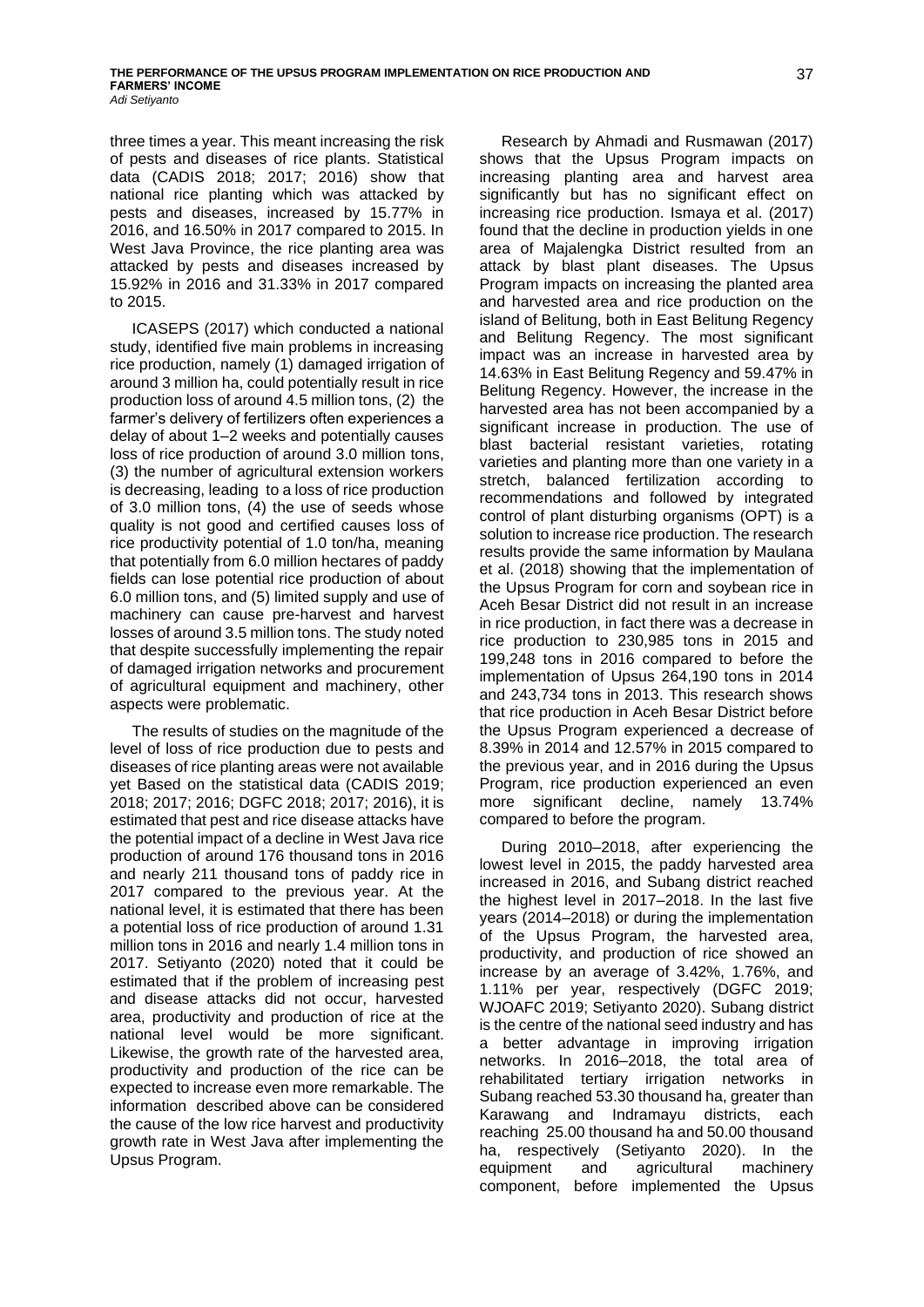three times a year. This meant increasing the risk of pests and diseases of rice plants. Statistical data (CADIS 2018; 2017; 2016) show that national rice planting which was attacked by pests and diseases, increased by 15.77% in 2016, and 16.50% in 2017 compared to 2015. In West Java Province, the rice planting area was attacked by pests and diseases increased by 15.92% in 2016 and 31.33% in 2017 compared to 2015.

ICASEPS (2017) which conducted a national study, identified five main problems in increasing rice production, namely (1) damaged irrigation of around 3 million ha, could potentially result in rice production loss of around 4.5 million tons, (2) the farmer's delivery of fertilizers often experiences a delay of about 1–2 weeks and potentially causes loss of rice production of around 3.0 million tons, (3) the number of agricultural extension workers is decreasing, leading to a loss of rice production of 3.0 million tons, (4) the use of seeds whose quality is not good and certified causes loss of rice productivity potential of 1.0 ton/ha, meaning that potentially from 6.0 million hectares of paddy fields can lose potential rice production of about 6.0 million tons, and (5) limited supply and use of machinery can cause pre-harvest and harvest losses of around 3.5 million tons. The study noted that despite successfully implementing the repair of damaged irrigation networks and procurement of agricultural equipment and machinery, other aspects were problematic.

The results of studies on the magnitude of the level of loss of rice production due to pests and diseases of rice planting areas were not available yet Based on the statistical data (CADIS 2019; 2018; 2017; 2016; DGFC 2018; 2017; 2016), it is estimated that pest and rice disease attacks have the potential impact of a decline in West Java rice production of around 176 thousand tons in 2016 and nearly 211 thousand tons of paddy rice in 2017 compared to the previous year. At the national level, it is estimated that there has been a potential loss of rice production of around 1.31 million tons in 2016 and nearly 1.4 million tons in 2017. Setiyanto (2020) noted that it could be estimated that if the problem of increasing pest and disease attacks did not occur, harvested area, productivity and production of rice at the national level would be more significant. Likewise, the growth rate of the harvested area, productivity and production of the rice can be expected to increase even more remarkable. The information described above can be considered the cause of the low rice harvest and productivity growth rate in West Java after implementing the Upsus Program.

Research by Ahmadi and Rusmawan (2017) shows that the Upsus Program impacts on increasing planting area and harvest area significantly but has no significant effect on increasing rice production. Ismaya et al. (2017) found that the decline in production yields in one area of Majalengka District resulted from an attack by blast plant diseases. The Upsus Program impacts on increasing the planted area and harvested area and rice production on the island of Belitung, both in East Belitung Regency and Belitung Regency. The most significant impact was an increase in harvested area by 14.63% in East Belitung Regency and 59.47% in Belitung Regency. However, the increase in the harvested area has not been accompanied by a significant increase in production. The use of blast bacterial resistant varieties, rotating varieties and planting more than one variety in a stretch, balanced fertilization according to recommendations and followed by integrated control of plant disturbing organisms (OPT) is a solution to increase rice production. The research results provide the same information by Maulana et al. (2018) showing that the implementation of the Upsus Program for corn and soybean rice in Aceh Besar District did not result in an increase in rice production, in fact there was a decrease in rice production to 230,985 tons in 2015 and 199,248 tons in 2016 compared to before the implementation of Upsus 264,190 tons in 2014 and 243,734 tons in 2013. This research shows that rice production in Aceh Besar District before the Upsus Program experienced a decrease of 8.39% in 2014 and 12.57% in 2015 compared to the previous year, and in 2016 during the Upsus Program, rice production experienced an even more significant decline, namely 13.74% compared to before the program.

During 2010–2018, after experiencing the lowest level in 2015, the paddy harvested area increased in 2016, and Subang district reached the highest level in 2017–2018. In the last five years (2014–2018) or during the implementation of the Upsus Program, the harvested area, productivity, and production of rice showed an increase by an average of 3.42%, 1.76%, and 1.11% per year, respectively (DGFC 2019; WJOAFC 2019; Setiyanto 2020). Subang district is the centre of the national seed industry and has a better advantage in improving irrigation networks. In 2016–2018, the total area of rehabilitated tertiary irrigation networks in Subang reached 53.30 thousand ha, greater than Karawang and Indramayu districts, each reaching 25.00 thousand ha and 50.00 thousand ha, respectively (Setiyanto 2020). In the equipment and agricultural machinery component, before implemented the Upsus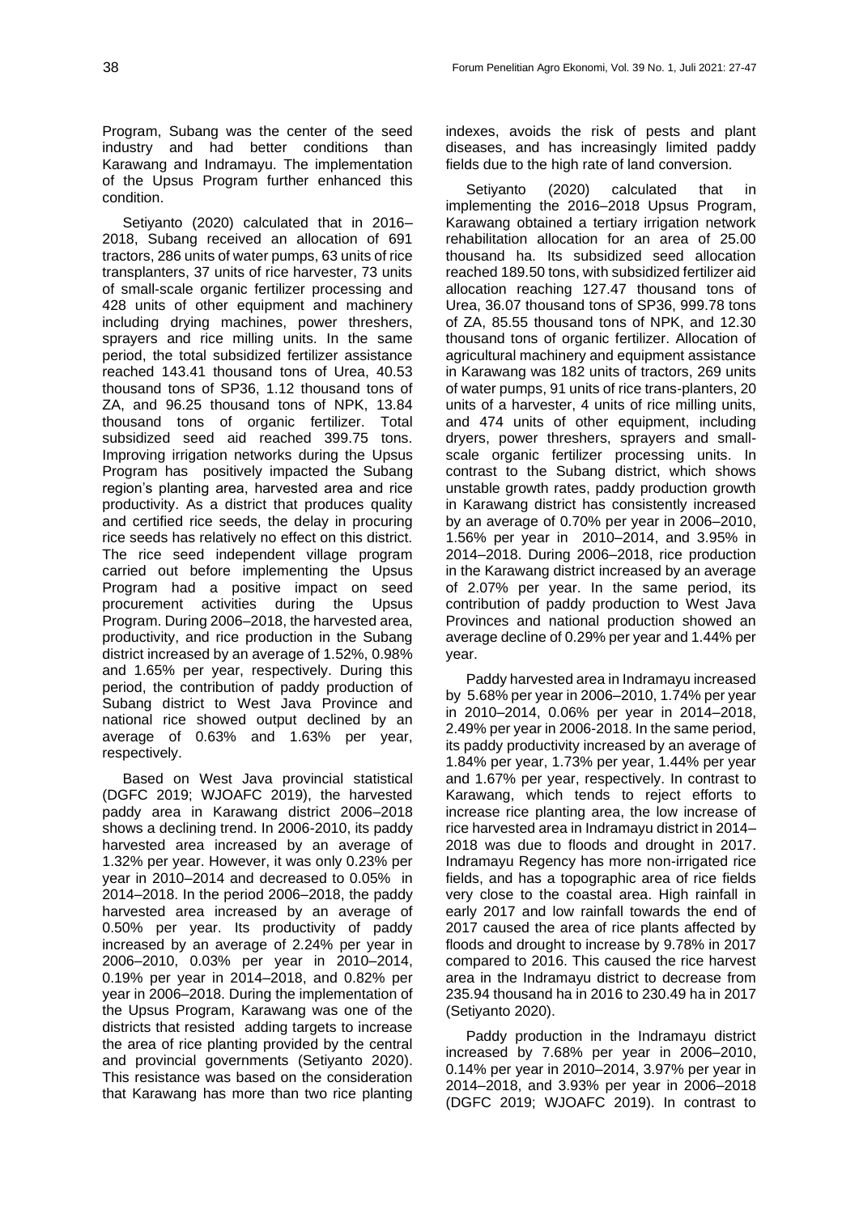Program, Subang was the center of the seed industry and had better conditions than Karawang and Indramayu. The implementation of the Upsus Program further enhanced this condition.

Setiyanto (2020) calculated that in 2016–2018, Subang received an allocation of 691 tractors, 286 units of water pumps, 63 units of rice transplanters, 37 units of rice harvester, 73 units of small-scale organic fertilizer processing and 428 units of other equipment and machinery including drying machines, power threshers, sprayers and rice milling units. In the same period, the total subsidized fertilizer assistance reached 143.41 thousand tons of Urea, 40.53 thousand tons of SP36, 1.12 thousand tons of ZA, and 96.25 thousand tons of NPK, 13.84 thousand tons of organic fertilizer. Total subsidized seed aid reached 399.75 tons. Improving irrigation networks during the Upsus Program has positively impacted the Subang region's planting area, harvested area and rice productivity. As a district that produces quality and certified rice seeds, the delay in procuring rice seeds has relatively no effect on this district. The rice seed independent village program carried out before implementing the Upsus Program had a positive impact on seed procurement activities during the Upsus Program. During 2006–2018, the harvested area, productivity, and rice production in the Subang district increased by an average of 1.52%, 0.98% and 1.65% per year, respectively. During this period, the contribution of paddy production of Subang district to West Java Province and national rice showed output declined by an average of 0.63% and 1.63% per year, respectively.

Based on West Java provincial statistical (DGFC 2019; WJOAFC 2019), the harvested paddy area in Karawang district 2006–2018 shows a declining trend. In 2006-2010, its paddy harvested area increased by an average of 1.32% per year. However, it was only 0.23% per year in 2010–2014 and decreased to 0.05% in 2014–2018. In the period 2006–2018, the paddy harvested area increased by an average of 0.50% per year. Its productivity of paddy increased by an average of 2.24% per year in 2006–2010, 0.03% per year in 2010–2014, 0.19% per year in 2014–2018, and 0.82% per year in 2006–2018. During the implementation of the Upsus Program, Karawang was one of the districts that resisted adding targets to increase the area of rice planting provided by the central and provincial governments (Setiyanto 2020). This resistance was based on the consideration that Karawang has more than two rice planting indexes, avoids the risk of pests and plant diseases, and has increasingly limited paddy fields due to the high rate of land conversion.

Setiyanto (2020) calculated that in implementing the 2016–2018 Upsus Program, Karawang obtained a tertiary irrigation network rehabilitation allocation for an area of 25.00 thousand ha. Its subsidized seed allocation reached 189.50 tons, with subsidized fertilizer aid allocation reaching 127.47 thousand tons of Urea, 36.07 thousand tons of SP36, 999.78 tons of ZA, 85.55 thousand tons of NPK, and 12.30 thousand tons of organic fertilizer. Allocation of agricultural machinery and equipment assistance in Karawang was 182 units of tractors, 269 units of water pumps, 91 units of rice trans-planters, 20 units of a harvester, 4 units of rice milling units, and 474 units of other equipment, including dryers, power threshers, sprayers and small-scale organic fertilizer processing units. In contrast to the Subang district, which shows unstable growth rates, paddy production growth in Karawang district has consistently increased by an average of 0.70% per year in 2006–2010, 1.56% per year in 2010–2014, and 3.95% in 2014–2018. During 2006–2018, rice production in the Karawang district increased by an average of 2.07% per year. In the same period, its contribution of paddy production to West Java Provinces and national production showed an average decline of 0.29% per year and 1.44% per year.

Paddy harvested area in Indramayu increased by 5.68% per year in 2006–2010, 1.74% per year in 2010–2014, 0.06% per year in 2014–2018, 2.49% per year in 2006-2018. In the same period, its paddy productivity increased by an average of 1.84% per year, 1.73% per year, 1.44% per year and 1.67% per year, respectively. In contrast to Karawang, which tends to reject efforts to increase rice planting area, the low increase of rice harvested area in Indramayu district in 2014–2018 was due to floods and drought in 2017. Indramayu Regency has more non-irrigated rice fields, and has a topographic area of rice fields very close to the coastal area. High rainfall in early 2017 and low rainfall towards the end of 2017 caused the area of rice plants affected by floods and drought to increase by 9.78% in 2017 compared to 2016. This caused the rice harvest area in the Indramayu district to decrease from 235.94 thousand ha in 2016 to 230.49 ha in 2017 (Setiyanto 2020).

Paddy production in the Indramayu district increased by 7.68% per year in 2006–2010, 0.14% per year in 2010–2014, 3.97% per year in 2014–2018, and 3.93% per year in 2006–2018 (DGFC 2019; WJOAFC 2019). In contrast to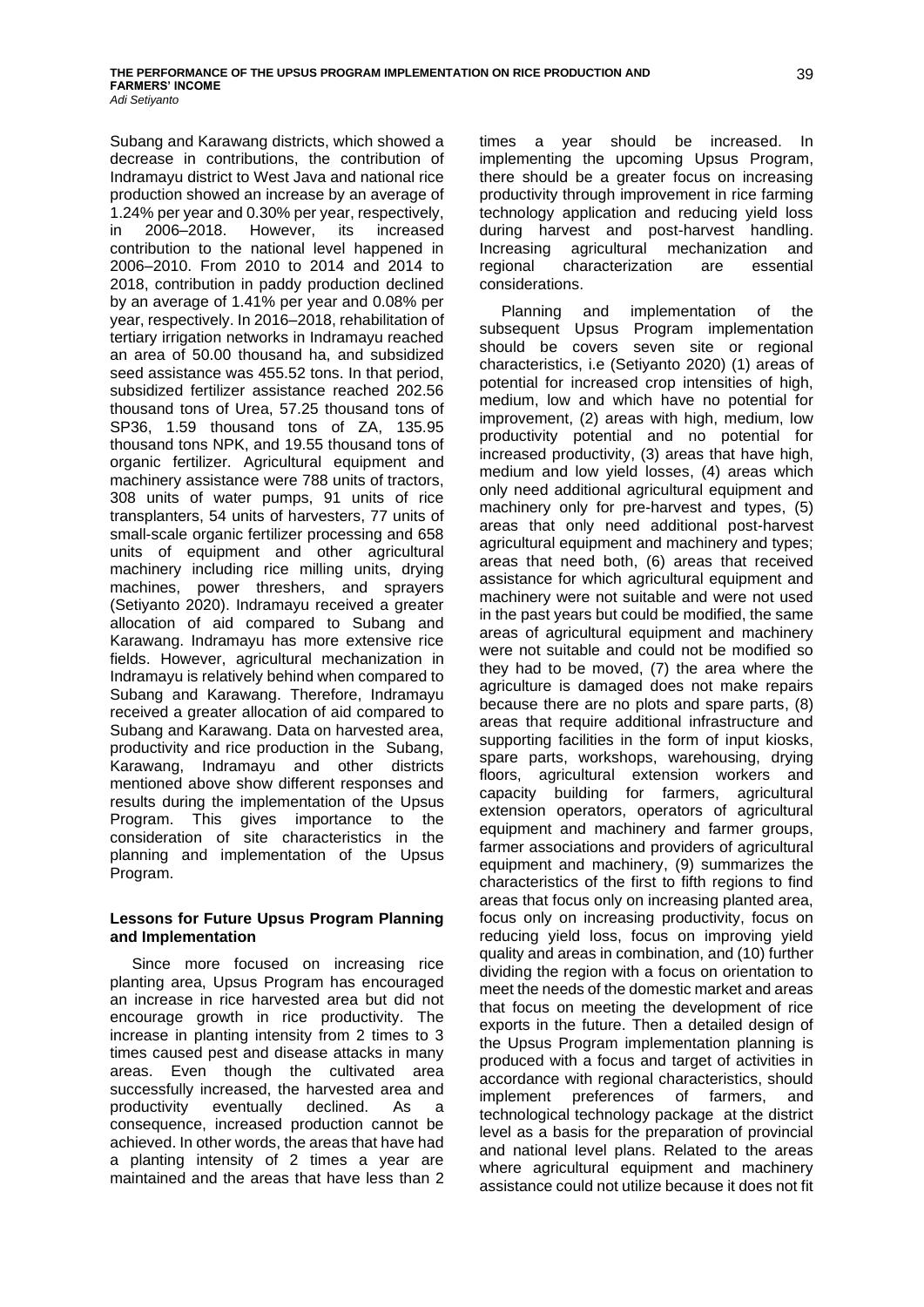Subang and Karawang districts, which showed a decrease in contributions, the contribution of Indramayu district to West Java and national rice production showed an increase by an average of 1.24% per year and 0.30% per year, respectively, in 2006–2018. However, its increased contribution to the national level happened in 2006–2010. From 2010 to 2014 and 2014 to 2018, contribution in paddy production declined by an average of 1.41% per year and 0.08% per year, respectively. In 2016–2018, rehabilitation of tertiary irrigation networks in Indramayu reached an area of 50.00 thousand ha, and subsidized seed assistance was 455.52 tons. In that period, subsidized fertilizer assistance reached 202.56 thousand tons of Urea, 57.25 thousand tons of SP36, 1.59 thousand tons of ZA, 135.95 thousand tons NPK, and 19.55 thousand tons of organic fertilizer. Agricultural equipment and machinery assistance were 788 units of tractors, 308 units of water pumps, 91 units of rice transplanters, 54 units of harvesters, 77 units of small-scale organic fertilizer processing and 658 units of equipment and other agricultural machinery including rice milling units, drying machines, power threshers, and sprayers (Setiyanto 2020). Indramayu received a greater allocation of aid compared to Subang and Karawang. Indramayu has more extensive rice fields. However, agricultural mechanization in Indramayu is relatively behind when compared to Subang and Karawang. Therefore, Indramayu received a greater allocation of aid compared to Subang and Karawang. Data on harvested area, productivity and rice production in the Subang, Karawang, Indramayu and other districts mentioned above show different responses and results during the implementation of the Upsus Program. This gives importance to the consideration of site characteristics in the planning and implementation of the Upsus Program.

**Lessons for Future Upsus Program Planning and Implementation**

Since more focused on increasing rice planting area, Upsus Program has encouraged an increase in rice harvested area but did not encourage growth in rice productivity. The increase in planting intensity from 2 times to 3 times caused pest and disease attacks in many areas. Even though the cultivated area successfully increased, the harvested area and productivity eventually declined. As a consequence, increased production cannot be achieved. In other words, the areas that have had a planting intensity of 2 times a year are maintained and the areas that have less than 2 times a year should be increased. In implementing the upcoming Upsus Program, there should be a greater focus on increasing productivity through improvement in rice farming technology application and reducing yield loss during harvest and post-harvest handling. Increasing agricultural mechanization and regional characterization are essential considerations.

Planning and implementation of the subsequent Upsus Program implementation should be covers seven site or regional characteristics, i.e (Setiyanto 2020) (1) areas of potential for increased crop intensities of high, medium, low and which have no potential for improvement, (2) areas with high, medium, low productivity potential and no potential for increased productivity, (3) areas that have high, medium and low yield losses, (4) areas which only need additional agricultural equipment and machinery only for pre-harvest and types, (5) areas that only need additional post-harvest agricultural equipment and machinery and types; areas that need both, (6) areas that received assistance for which agricultural equipment and machinery were not suitable and were not used in the past years but could be modified, the same areas of agricultural equipment and machinery were not suitable and could not be modified so they had to be moved, (7) the area where the agriculture is damaged does not make repairs because there are no plots and spare parts, (8) areas that require additional infrastructure and supporting facilities in the form of input kiosks, spare parts, workshops, warehousing, drying floors, agricultural extension workers and capacity building for farmers, agricultural extension operators, operators of agricultural equipment and machinery and farmer groups, farmer associations and providers of agricultural equipment and machinery, (9) summarizes the characteristics of the first to fifth regions to find areas that focus only on increasing planted area, focus only on increasing productivity, focus on reducing yield loss, focus on improving yield quality and areas in combination, and (10) further dividing the region with a focus on orientation to meet the needs of the domestic market and areas that focus on meeting the development of rice exports in the future. Then a detailed design of the Upsus Program implementation planning is produced with a focus and target of activities in accordance with regional characteristics, should implement preferences of farmers, and technological technology package at the district level as a basis for the preparation of provincial and national level plans. Related to the areas where agricultural equipment and machinery assistance could not utilize because it does not fit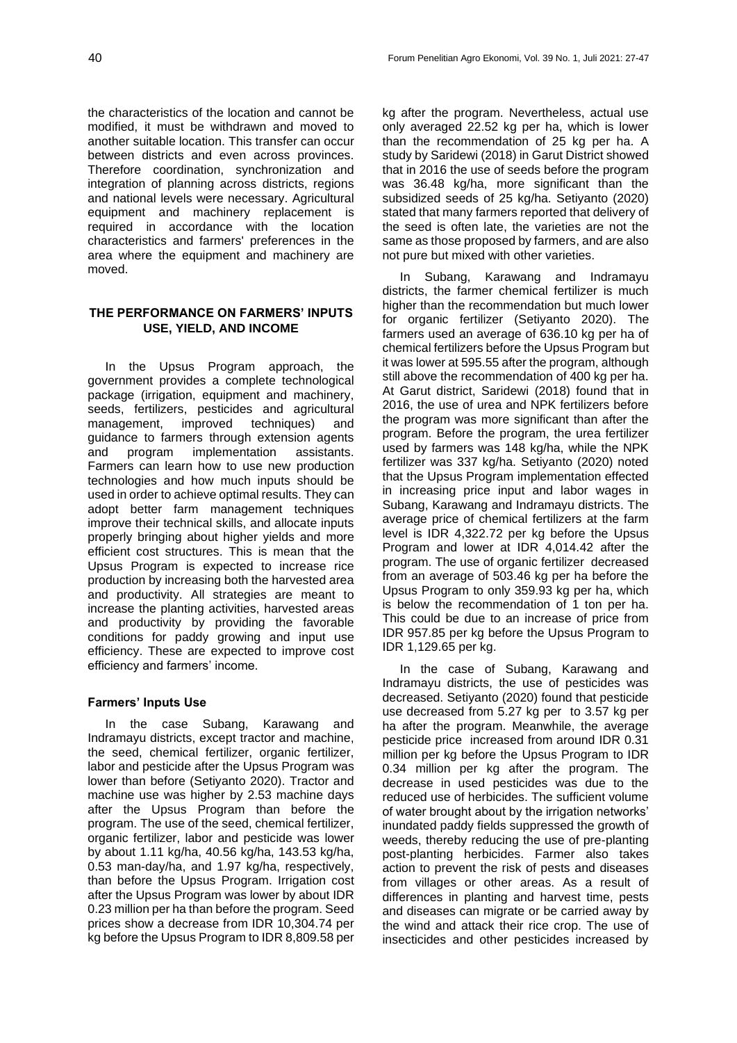the characteristics of the location and cannot be modified, it must be withdrawn and moved to another suitable location. This transfer can occur between districts and even across provinces. Therefore coordination, synchronization and integration of planning across districts, regions and national levels were necessary. Agricultural equipment and machinery replacement is required in accordance with the location characteristics and farmers' preferences in the area where the equipment and machinery are moved.

## THE PERFORMANCE ON FARMERS' INPUTS USE, YIELD, AND INCOME

In the Upsus Program approach, the government provides a complete technological package (irrigation, equipment and machinery, seeds, fertilizers, pesticides and agricultural management, improved techniques) and guidance to farmers through extension agents and program implementation assistants. Farmers can learn how to use new production technologies and how much inputs should be used in order to achieve optimal results. They can adopt better farm management techniques improve their technical skills, and allocate inputs properly bringing about higher yields and more efficient cost structures. This is mean that the Upsus Program is expected to increase rice production by increasing both the harvested area and productivity. All strategies are meant to increase the planting activities, harvested areas and productivity by providing the favorable conditions for paddy growing and input use efficiency. These are expected to improve cost efficiency and farmers' income.

### Farmers' Inputs Use

In the case Subang, Karawang and Indramayu districts, except tractor and machine, the seed, chemical fertilizer, organic fertilizer, labor and pesticide after the Upsus Program was lower than before (Setiyanto 2020). Tractor and machine use was higher by 2.53 machine days after the Upsus Program than before the program. The use of the seed, chemical fertilizer, organic fertilizer, labor and pesticide was lower by about 1.11 kg/ha, 40.56 kg/ha, 143.53 kg/ha, 0.53 man-day/ha, and 1.97 kg/ha, respectively, than before the Upsus Program. Irrigation cost after the Upsus Program was lower by about IDR 0.23 million per ha than before the program. Seed prices show a decrease from IDR 10,304.74 per kg before the Upsus Program to IDR 8,809.58 per kg after the program. Nevertheless, actual use only averaged 22.52 kg per ha, which is lower than the recommendation of 25 kg per ha. A study by Saridewi (2018) in Garut District showed that in 2016 the use of seeds before the program was 36.48 kg/ha, more significant than the subsidized seeds of 25 kg/ha. Setiyanto (2020) stated that many farmers reported that delivery of the seed is often late, the varieties are not the same as those proposed by farmers, and are also not pure but mixed with other varieties.

In Subang, Karawang and Indramayu districts, the farmer chemical fertilizer is much higher than the recommendation but much lower for organic fertilizer (Setiyanto 2020). The farmers used an average of 636.10 kg per ha of chemical fertilizers before the Upsus Program but it was lower at 595.55 after the program, although still above the recommendation of 400 kg per ha. At Garut district, Saridewi (2018) found that in 2016, the use of urea and NPK fertilizers before the program was more significant than after the program. Before the program, the urea fertilizer used by farmers was 148 kg/ha, while the NPK fertilizer was 337 kg/ha. Setiyanto (2020) noted that the Upsus Program implementation effected in increasing price input and labor wages in Subang, Karawang and Indramayu districts. The average price of chemical fertilizers at the farm level is IDR 4,322.72 per kg before the Upsus Program and lower at IDR 4,014.42 after the program. The use of organic fertilizer decreased from an average of 503.46 kg per ha before the Upsus Program to only 359.93 kg per ha, which is below the recommendation of 1 ton per ha. This could be due to an increase of price from IDR 957.85 per kg before the Upsus Program to IDR 1,129.65 per kg.

In the case of Subang, Karawang and Indramayu districts, the use of pesticides was decreased. Setiyanto (2020) found that pesticide use decreased from 5.27 kg per to 3.57 kg per ha after the program. Meanwhile, the average pesticide price increased from around IDR 0.31 million per kg before the Upsus Program to IDR 0.34 million per kg after the program. The decrease in used pesticides was due to the reduced use of herbicides. The sufficient volume of water brought about by the irrigation networks' inundated paddy fields suppressed the growth of weeds, thereby reducing the use of pre-planting post-planting herbicides. Farmer also takes action to prevent the risk of pests and diseases from villages or other areas. As a result of differences in planting and harvest time, pests and diseases can migrate or be carried away by the wind and attack their rice crop. The use of insecticides and other pesticides increased by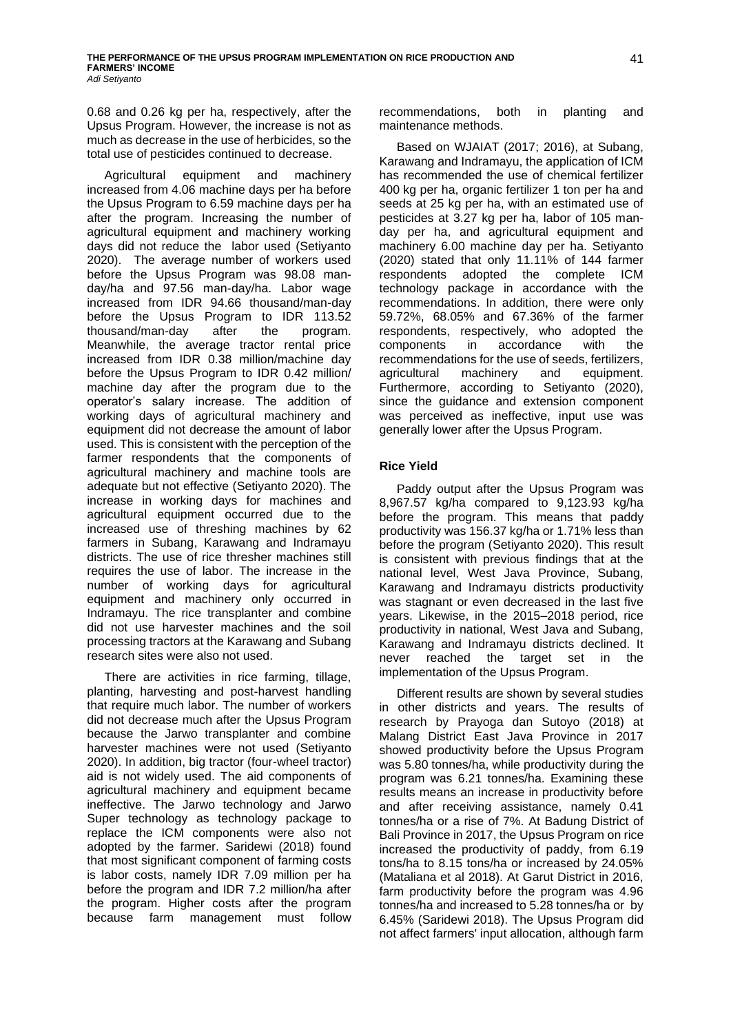0.68 and 0.26 kg per ha, respectively, after the Upsus Program. However, the increase is not as much as decrease in the use of herbicides, so the total use of pesticides continued to decrease.

Agricultural equipment and machinery increased from 4.06 machine days per ha before the Upsus Program to 6.59 machine days per ha after the program. Increasing the number of agricultural equipment and machinery working days did not reduce the labor used (Setiyanto 2020). The average number of workers used before the Upsus Program was 98.08 man-day/ha and 97.56 man-day/ha. Labor wage increased from IDR 94.66 thousand/man-day before the Upsus Program to IDR 113.52 thousand/man-day after the program. Meanwhile, the average tractor rental price increased from IDR 0.38 million/machine day before the Upsus Program to IDR 0.42 million/ machine day after the program due to the operator's salary increase. The addition of working days of agricultural machinery and equipment did not decrease the amount of labor used. This is consistent with the perception of the farmer respondents that the components of agricultural machinery and machine tools are adequate but not effective (Setiyanto 2020). The increase in working days for machines and agricultural equipment occurred due to the increased use of threshing machines by 62 farmers in Subang, Karawang and Indramayu districts. The use of rice thresher machines still requires the use of labor. The increase in the number of working days for agricultural equipment and machinery only occurred in Indramayu. The rice transplanter and combine did not use harvester machines and the soil processing tractors at the Karawang and Subang research sites were also not used.

There are activities in rice farming, tillage, planting, harvesting and post-harvest handling that require much labor. The number of workers did not decrease much after the Upsus Program because the Jarwo transplanter and combine harvester machines were not used (Setiyanto 2020). In addition, big tractor (four-wheel tractor) aid is not widely used. The aid components of agricultural machinery and equipment became ineffective. The Jarwo technology and Jarwo Super technology as technology package to replace the ICM components were also not adopted by the farmer. Saridewi (2018) found that most significant component of farming costs is labor costs, namely IDR 7.09 million per ha before the program and IDR 7.2 million/ha after the program. Higher costs after the program because farm management must follow recommendations, both in planting and maintenance methods.

Based on WJAIAT (2017; 2016), at Subang, Karawang and Indramayu, the application of ICM has recommended the use of chemical fertilizer 400 kg per ha, organic fertilizer 1 ton per ha and seeds at 25 kg per ha, with an estimated use of pesticides at 3.27 kg per ha, labor of 105 man-day per ha, and agricultural equipment and machinery 6.00 machine day per ha. Setiyanto (2020) stated that only 11.11% of 144 farmer respondents adopted the complete ICM technology package in accordance with the recommendations. In addition, there were only 59.72%, 68.05% and 67.36% of the farmer respondents, respectively, who adopted the components in accordance with the recommendations for the use of seeds, fertilizers, agricultural machinery and equipment. Furthermore, according to Setiyanto (2020), since the guidance and extension component was perceived as ineffective, input use was generally lower after the Upsus Program.

### Rice Yield

Paddy output after the Upsus Program was 8,967.57 kg/ha compared to 9,123.93 kg/ha before the program. This means that paddy productivity was 156.37 kg/ha or 1.71% less than before the program (Setiyanto 2020). This result is consistent with previous findings that at the national level, West Java Province, Subang, Karawang and Indramayu districts productivity was stagnant or even decreased in the last five years. Likewise, in the 2015–2018 period, rice productivity in national, West Java and Subang, Karawang and Indramayu districts declined. It never reached the target set in the implementation of the Upsus Program.

Different results are shown by several studies in other districts and years. The results of research by Prayoga dan Sutoyo (2018) at Malang District East Java Province in 2017 showed productivity before the Upsus Program was 5.80 tonnes/ha, while productivity during the program was 6.21 tonnes/ha. Examining these results means an increase in productivity before and after receiving assistance, namely 0.41 tonnes/ha or a rise of 7%. At Badung District of Bali Province in 2017, the Upsus Program on rice increased the productivity of paddy, from 6.19 tons/ha to 8.15 tons/ha or increased by 24.05% (Mataliana et al 2018). At Garut District in 2016, farm productivity before the program was 4.96 tonnes/ha and increased to 5.28 tonnes/ha or by 6.45% (Saridewi 2018). The Upsus Program did not affect farmers' input allocation, although farm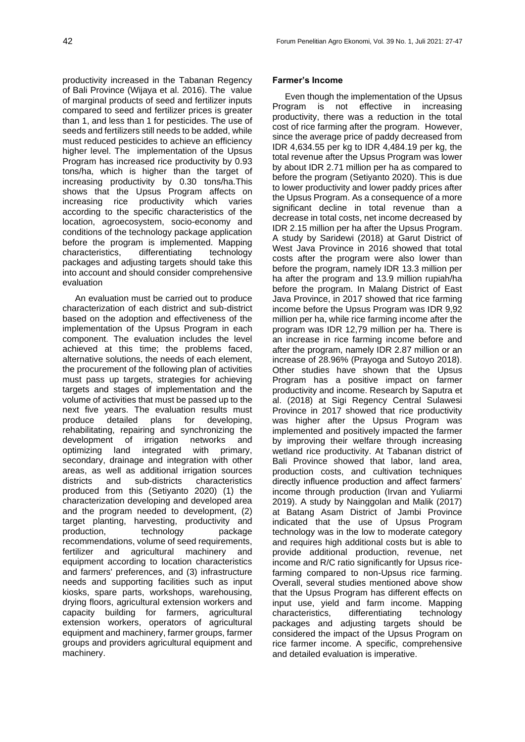productivity increased in the Tabanan Regency of Bali Province (Wijaya et al. 2016). The value of marginal products of seed and fertilizer inputs compared to seed and fertilizer prices is greater than 1, and less than 1 for pesticides. The use of seeds and fertilizers still needs to be added, while must reduced pesticides to achieve an efficiency higher level. The implementation of the Upsus Program has increased rice productivity by 0.93 tons/ha, which is higher than the target of increasing productivity by 0.30 tons/ha.This shows that the Upsus Program affects on increasing rice productivity which varies according to the specific characteristics of the location, agroecosystem, socio-economy and conditions of the technology package application before the program is implemented. Mapping characteristics, differentiating technology packages and adjusting targets should take this into account and should consider comprehensive evaluation

An evaluation must be carried out to produce characterization of each district and sub-district based on the adoption and effectiveness of the implementation of the Upsus Program in each component. The evaluation includes the level achieved at this time; the problems faced, alternative solutions, the needs of each element, the procurement of the following plan of activities must pass up targets, strategies for achieving targets and stages of implementation and the volume of activities that must be passed up to the next five years. The evaluation results must produce detailed plans for developing, rehabilitating, repairing and synchronizing the development of irrigation networks and optimizing land integrated with primary, secondary, drainage and integration with other areas, as well as additional irrigation sources districts and sub-districts characteristics produced from this (Setiyanto 2020) (1) the characterization developing and developed area and the program needed to development, (2) target planting, harvesting, productivity and production, technology package recommendations, volume of seed requirements, fertilizer and agricultural machinery and equipment according to location characteristics and farmers' preferences, and (3) infrastructure needs and supporting facilities such as input kiosks, spare parts, workshops, warehousing, drying floors, agricultural extension workers and capacity building for farmers, agricultural extension workers, operators of agricultural equipment and machinery, farmer groups, farmer groups and providers agricultural equipment and machinery.

### Farmer's Income

Even though the implementation of the Upsus Program is not effective in increasing productivity, there was a reduction in the total cost of rice farming after the program. However, since the average price of paddy decreased from IDR 4,634.55 per kg to IDR 4,484.19 per kg, the total revenue after the Upsus Program was lower by about IDR 2.71 million per ha as compared to before the program (Setiyanto 2020). This is due to lower productivity and lower paddy prices after the Upsus Program. As a consequence of a more significant decline in total revenue than a decrease in total costs, net income decreased by IDR 2.15 million per ha after the Upsus Program. A study by Saridewi (2018) at Garut District of West Java Province in 2016 showed that total costs after the program were also lower than before the program, namely IDR 13.3 million per ha after the program and 13.9 million rupiah/ha before the program. In Malang District of East Java Province, in 2017 showed that rice farming income before the Upsus Program was IDR 9,92 million per ha, while rice farming income after the program was IDR 12,79 million per ha. There is an increase in rice farming income before and after the program, namely IDR 2.87 million or an increase of 28.96% (Prayoga and Sutoyo 2018). Other studies have shown that the Upsus Program has a positive impact on farmer productivity and income. Research by Saputra et al. (2018) at Sigi Regency Central Sulawesi Province in 2017 showed that rice productivity was higher after the Upsus Program was implemented and positively impacted the farmer by improving their welfare through increasing wetland rice productivity. At Tabanan district of Bali Province showed that labor, land area, production costs, and cultivation techniques directly influence production and affect farmers' income through production (Irvan and Yuliarmi 2019). A study by Nainggolan and Malik (2017) at Batang Asam District of Jambi Province indicated that the use of Upsus Program technology was in the low to moderate category and requires high additional costs but is able to provide additional production, revenue, net income and R/C ratio significantly for Upsus rice-farming compared to non-Upsus rice farming. Overall, several studies mentioned above show that the Upsus Program has different effects on input use, yield and farm income. Mapping characteristics, differentiating technology packages and adjusting targets should be considered the impact of the Upsus Program on rice farmer income. A specific, comprehensive and detailed evaluation is imperative.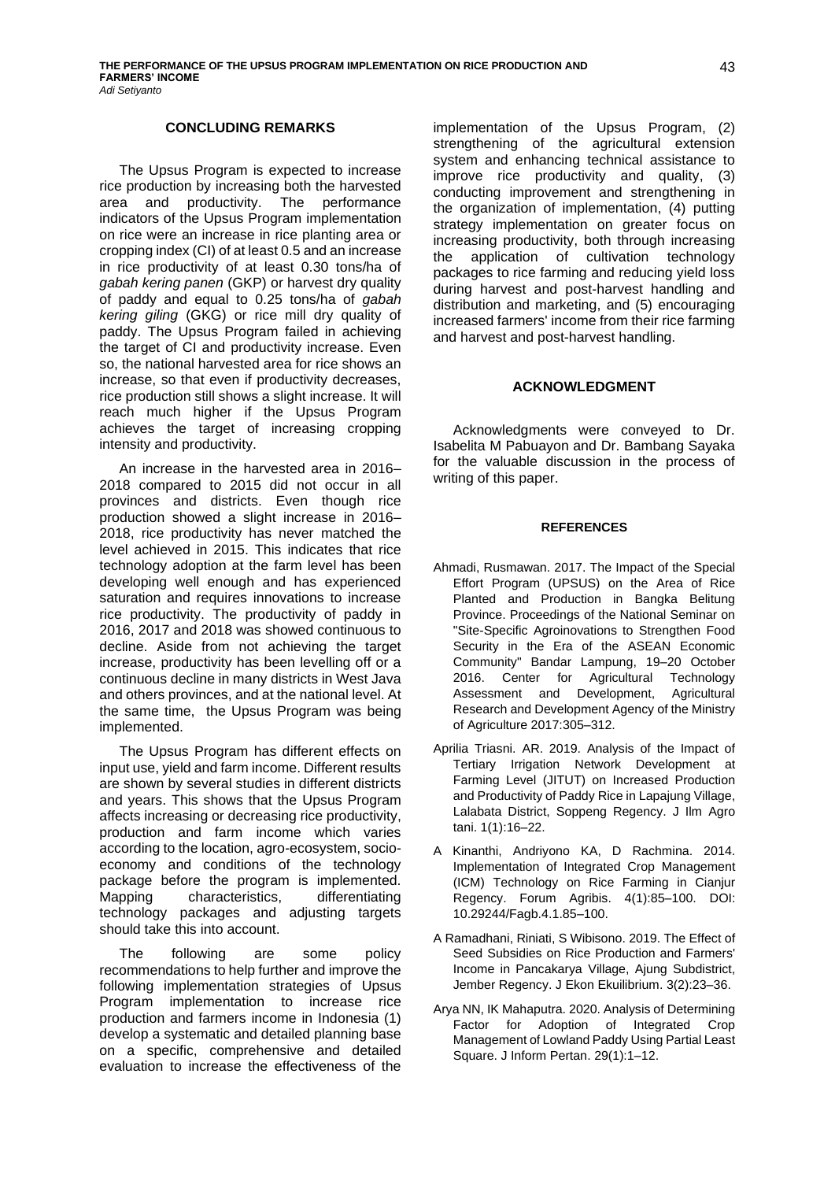## CONCLUDING REMARKS

The Upsus Program is expected to increase rice production by increasing both the harvested area and productivity. The performance indicators of the Upsus Program implementation on rice were an increase in rice planting area or cropping index (CI) of at least 0.5 and an increase in rice productivity of at least 0.30 tons/ha of *gabah kering panen* (GKP) or harvest dry quality of paddy and equal to 0.25 tons/ha of *gabah kering giling* (GKG) or rice mill dry quality of paddy. The Upsus Program failed in achieving the target of CI and productivity increase. Even so, the national harvested area for rice shows an increase, so that even if productivity decreases, rice production still shows a slight increase. It will reach much higher if the Upsus Program achieves the target of increasing cropping intensity and productivity.

An increase in the harvested area in 2016–2018 compared to 2015 did not occur in all provinces and districts. Even though rice production showed a slight increase in 2016–2018, rice productivity has never matched the level achieved in 2015. This indicates that rice technology adoption at the farm level has been developing well enough and has experienced saturation and requires innovations to increase rice productivity. The productivity of paddy in 2016, 2017 and 2018 was showed continuous to decline. Aside from not achieving the target increase, productivity has been levelling off or a continuous decline in many districts in West Java and others provinces, and at the national level. At the same time, the Upsus Program was being implemented.

The Upsus Program has different effects on input use, yield and farm income. Different results are shown by several studies in different districts and years. This shows that the Upsus Program affects increasing or decreasing rice productivity, production and farm income which varies according to the location, agro-ecosystem, socio-economy and conditions of the technology package before the program is implemented. Mapping characteristics, differentiating technology packages and adjusting targets should take this into account.

The following are some policy recommendations to help further and improve the following implementation strategies of Upsus Program implementation to increase rice production and farmers income in Indonesia (1) develop a systematic and detailed planning base on a specific, comprehensive and detailed evaluation to increase the effectiveness of the implementation of the Upsus Program, (2) strengthening of the agricultural extension system and enhancing technical assistance to improve rice productivity and quality, (3) conducting improvement and strengthening in the organization of implementation, (4) putting strategy implementation on greater focus on increasing productivity, both through increasing the application of cultivation technology packages to rice farming and reducing yield loss during harvest and post-harvest handling and distribution and marketing, and (5) encouraging increased farmers' income from their rice farming and harvest and post-harvest handling.

## ACKNOWLEDGMENT

Acknowledgments were conveyed to Dr. Isabelita M Pabuayon and Dr. Bambang Sayaka for the valuable discussion in the process of writing of this paper.

## REFERENCES

Ahmadi, Rusmawan. 2017. The Impact of the Special Effort Program (UPSUS) on the Area of Rice Planted and Production in Bangka Belitung Province. Proceedings of the National Seminar on "Site-Specific Agroinovations to Strengthen Food Security in the Era of the ASEAN Economic Community" Bandar Lampung, 19–20 October 2016. Center for Agricultural Technology Assessment and Development, Agricultural Research and Development Agency of the Ministry of Agriculture 2017:305–312.

Aprilia Triasni. AR. 2019. Analysis of the Impact of Tertiary Irrigation Network Development at Farming Level (JITUT) on Increased Production and Productivity of Paddy Rice in Lapajung Village, Lalabata District, Soppeng Regency. J Ilm Agro tani. 1(1):16–22.

A Kinanthi, Andriyono KA, D Rachmina. 2014. Implementation of Integrated Crop Management (ICM) Technology on Rice Farming in Cianjur Regency. Forum Agribis. 4(1):85–100. DOI: 10.29244/Fagb.4.1.85–100.

A Ramadhani, Riniati, S Wibisono. 2019. The Effect of Seed Subsidies on Rice Production and Farmers' Income in Pancakarya Village, Ajung Subdistrict, Jember Regency. J Ekon Ekuilibrium. 3(2):23–36.

Arya NN, IK Mahaputra. 2020. Analysis of Determining Factor for Adoption of Integrated Crop Management of Lowland Paddy Using Partial Least Square. J Inform Pertan. 29(1):1–12.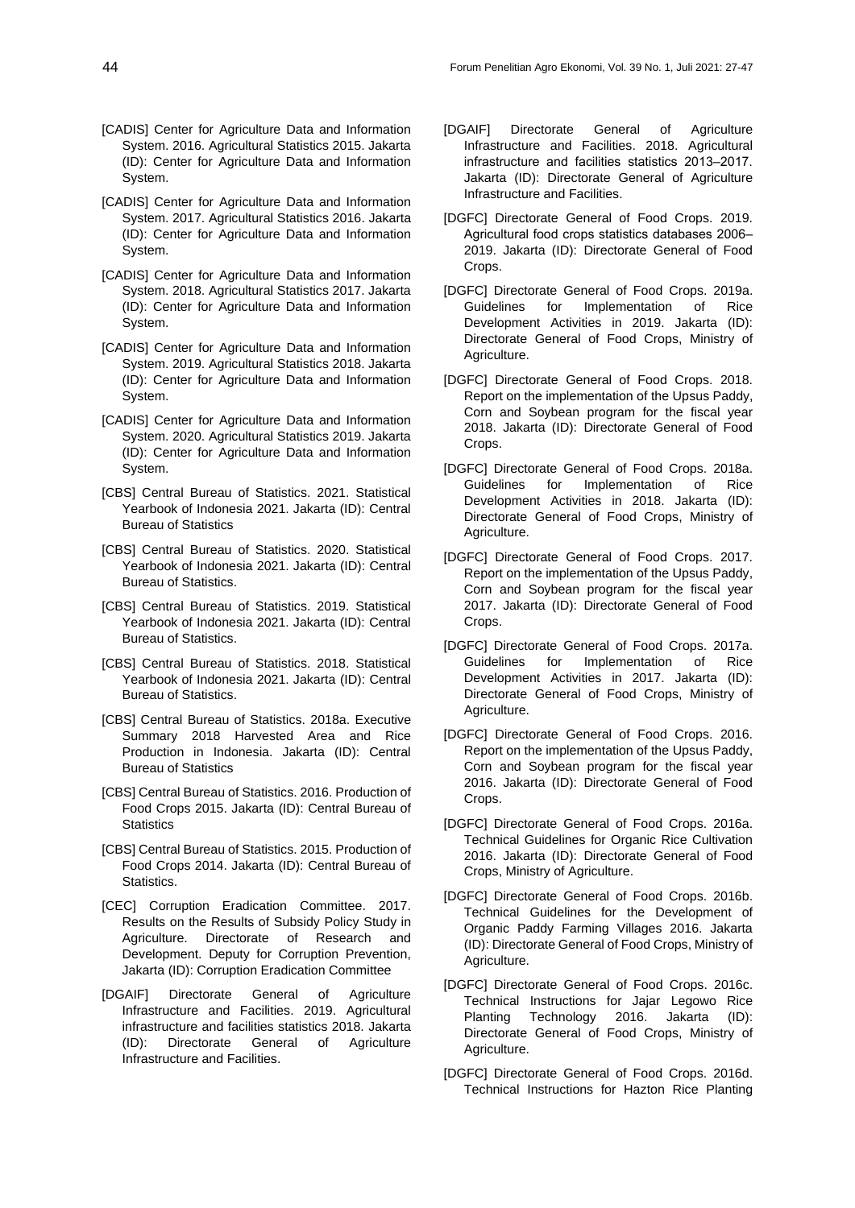[CADIS] Center for Agriculture Data and Information System. 2016. Agricultural Statistics 2015. Jakarta (ID): Center for Agriculture Data and Information System.

[CADIS] Center for Agriculture Data and Information System. 2017. Agricultural Statistics 2016. Jakarta (ID): Center for Agriculture Data and Information System.

[CADIS] Center for Agriculture Data and Information System. 2018. Agricultural Statistics 2017. Jakarta (ID): Center for Agriculture Data and Information System.

[CADIS] Center for Agriculture Data and Information System. 2019. Agricultural Statistics 2018. Jakarta (ID): Center for Agriculture Data and Information System.

[CADIS] Center for Agriculture Data and Information System. 2020. Agricultural Statistics 2019. Jakarta (ID): Center for Agriculture Data and Information System.

[CBS] Central Bureau of Statistics. 2021. Statistical Yearbook of Indonesia 2021. Jakarta (ID): Central Bureau of Statistics

[CBS] Central Bureau of Statistics. 2020. Statistical Yearbook of Indonesia 2021. Jakarta (ID): Central Bureau of Statistics.

[CBS] Central Bureau of Statistics. 2019. Statistical Yearbook of Indonesia 2021. Jakarta (ID): Central Bureau of Statistics.

[CBS] Central Bureau of Statistics. 2018. Statistical Yearbook of Indonesia 2021. Jakarta (ID): Central Bureau of Statistics.

[CBS] Central Bureau of Statistics. 2018a. Executive Summary 2018 Harvested Area and Rice Production in Indonesia. Jakarta (ID): Central Bureau of Statistics

[CBS] Central Bureau of Statistics. 2016. Production of Food Crops 2015. Jakarta (ID): Central Bureau of Statistics

[CBS] Central Bureau of Statistics. 2015. Production of Food Crops 2014. Jakarta (ID): Central Bureau of Statistics.

[CEC] Corruption Eradication Committee. 2017. Results on the Results of Subsidy Policy Study in Agriculture. Directorate of Research and Development. Deputy for Corruption Prevention, Jakarta (ID): Corruption Eradication Committee

[DGAIF] Directorate General of Agriculture Infrastructure and Facilities. 2019. Agricultural infrastructure and facilities statistics 2018. Jakarta (ID): Directorate General of Agriculture Infrastructure and Facilities.

[DGAIF] Directorate General of Agriculture Infrastructure and Facilities. 2018. Agricultural infrastructure and facilities statistics 2013–2017. Jakarta (ID): Directorate General of Agriculture Infrastructure and Facilities.

[DGFC] Directorate General of Food Crops. 2019. Agricultural food crops statistics databases 2006–2019. Jakarta (ID): Directorate General of Food Crops.

[DGFC] Directorate General of Food Crops. 2019a. Guidelines for Implementation of Rice Development Activities in 2019. Jakarta (ID): Directorate General of Food Crops, Ministry of Agriculture.

[DGFC] Directorate General of Food Crops. 2018. Report on the implementation of the Upsus Paddy, Corn and Soybean program for the fiscal year 2018. Jakarta (ID): Directorate General of Food Crops.

[DGFC] Directorate General of Food Crops. 2018a. Guidelines for Implementation of Rice Development Activities in 2018. Jakarta (ID): Directorate General of Food Crops, Ministry of Agriculture.

[DGFC] Directorate General of Food Crops. 2017. Report on the implementation of the Upsus Paddy, Corn and Soybean program for the fiscal year 2017. Jakarta (ID): Directorate General of Food Crops.

[DGFC] Directorate General of Food Crops. 2017a. Guidelines for Implementation of Rice Development Activities in 2017. Jakarta (ID): Directorate General of Food Crops, Ministry of Agriculture.

[DGFC] Directorate General of Food Crops. 2016. Report on the implementation of the Upsus Paddy, Corn and Soybean program for the fiscal year 2016. Jakarta (ID): Directorate General of Food Crops.

[DGFC] Directorate General of Food Crops. 2016a. Technical Guidelines for Organic Rice Cultivation 2016. Jakarta (ID): Directorate General of Food Crops, Ministry of Agriculture.

[DGFC] Directorate General of Food Crops. 2016b. Technical Guidelines for the Development of Organic Paddy Farming Villages 2016. Jakarta (ID): Directorate General of Food Crops, Ministry of Agriculture.

[DGFC] Directorate General of Food Crops. 2016c. Technical Instructions for Jajar Legowo Rice Planting Technology 2016. Jakarta (ID): Directorate General of Food Crops, Ministry of Agriculture.

[DGFC] Directorate General of Food Crops. 2016d. Technical Instructions for Hazton Rice Planting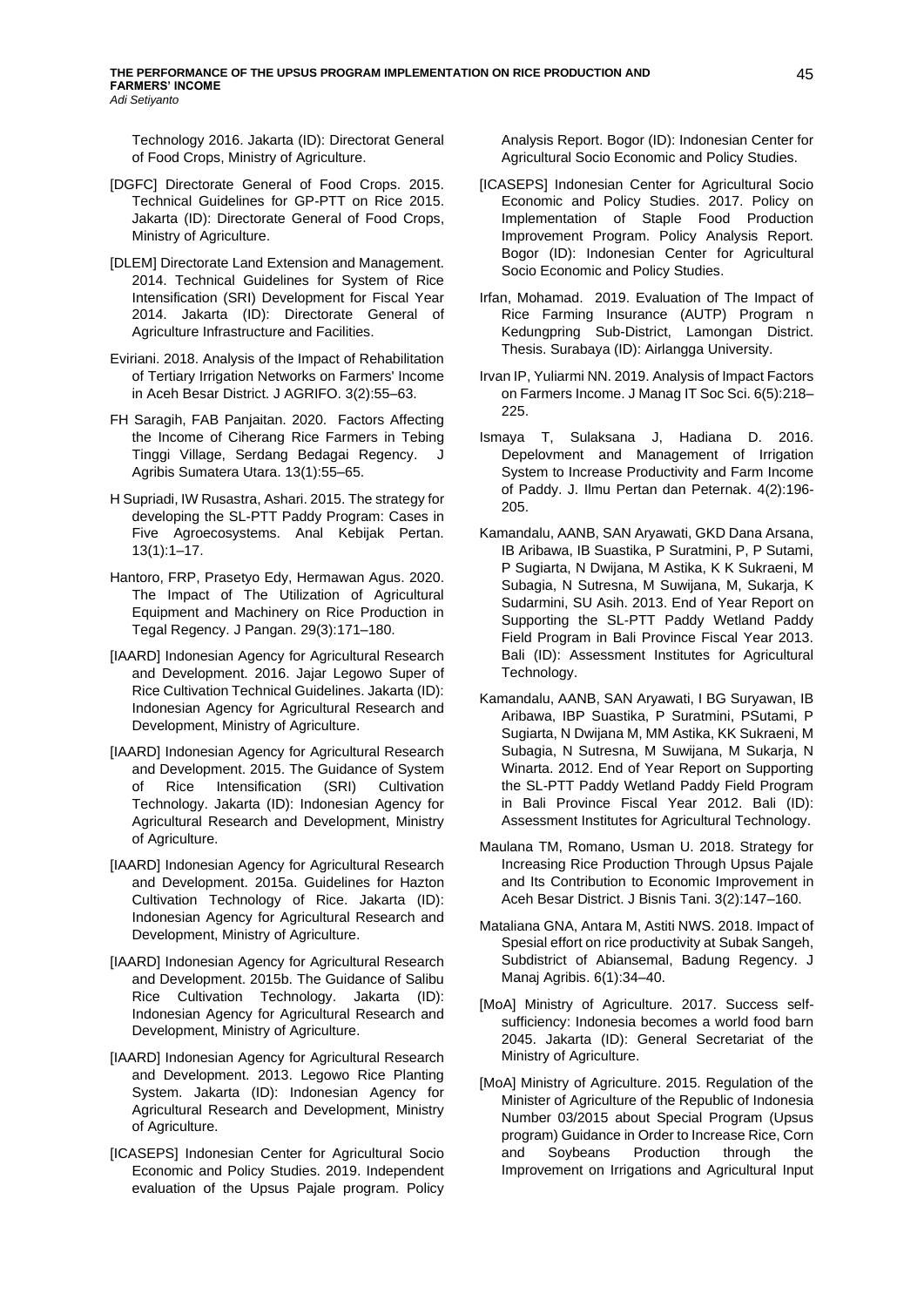Technology 2016. Jakarta (ID): Directorat General of Food Crops, Ministry of Agriculture.

[DGFC] Directorate General of Food Crops. 2015. Technical Guidelines for GP-PTT on Rice 2015. Jakarta (ID): Directorate General of Food Crops, Ministry of Agriculture.

[DLEM] Directorate Land Extension and Management. 2014. Technical Guidelines for System of Rice Intensification (SRI) Development for Fiscal Year 2014. Jakarta (ID): Directorate General of Agriculture Infrastructure and Facilities.

Eviriani. 2018. Analysis of the Impact of Rehabilitation of Tertiary Irrigation Networks on Farmers' Income in Aceh Besar District. J AGRIFO. 3(2):55–63.

FH Saragih, FAB Panjaitan. 2020. Factors Affecting the Income of Ciherang Rice Farmers in Tebing Tinggi Village, Serdang Bedagai Regency. J Agribis Sumatera Utara. 13(1):55–65.

H Supriadi, IW Rusastra, Ashari. 2015. The strategy for developing the SL-PTT Paddy Program: Cases in Five Agroecosystems. Anal Kebijak Pertan. 13(1):1–17.

Hantoro, FRP, Prasetyo Edy, Hermawan Agus. 2020. The Impact of The Utilization of Agricultural Equipment and Machinery on Rice Production in Tegal Regency. J Pangan. 29(3):171–180.

[IAARD] Indonesian Agency for Agricultural Research and Development. 2016. Jajar Legowo Super of Rice Cultivation Technical Guidelines. Jakarta (ID): Indonesian Agency for Agricultural Research and Development, Ministry of Agriculture.

[IAARD] Indonesian Agency for Agricultural Research and Development. 2015. The Guidance of System of Rice Intensification (SRI) Cultivation Technology. Jakarta (ID): Indonesian Agency for Agricultural Research and Development, Ministry of Agriculture.

[IAARD] Indonesian Agency for Agricultural Research and Development. 2015a. Guidelines for Hazton Cultivation Technology of Rice. Jakarta (ID): Indonesian Agency for Agricultural Research and Development, Ministry of Agriculture.

[IAARD] Indonesian Agency for Agricultural Research and Development. 2015b. The Guidance of Salibu Rice Cultivation Technology. Jakarta (ID): Indonesian Agency for Agricultural Research and Development, Ministry of Agriculture.

[IAARD] Indonesian Agency for Agricultural Research and Development. 2013. Legowo Rice Planting System. Jakarta (ID): Indonesian Agency for Agricultural Research and Development, Ministry of Agriculture.

[ICASEPS] Indonesian Center for Agricultural Socio Economic and Policy Studies. 2019. Independent evaluation of the Upsus Pajale program. Policy Analysis Report. Bogor (ID): Indonesian Center for Agricultural Socio Economic and Policy Studies.

[ICASEPS] Indonesian Center for Agricultural Socio Economic and Policy Studies. 2017. Policy on Implementation of Staple Food Production Improvement Program. Policy Analysis Report. Bogor (ID): Indonesian Center for Agricultural Socio Economic and Policy Studies.

Irfan, Mohamad. 2019. Evaluation of The Impact of Rice Farming Insurance (AUTP) Program n Kedungpring Sub-District, Lamongan District. Thesis. Surabaya (ID): Airlangga University.

Irvan IP, Yuliarmi NN. 2019. Analysis of Impact Factors on Farmers Income. J Manag IT Soc Sci. 6(5):218–225.

Ismaya T, Sulaksana J, Hadiana D. 2016. Depelovment and Management of Irrigation System to Increase Productivity and Farm Income of Paddy. J. Ilmu Pertan dan Peternak. 4(2):196-205.

Kamandalu, AANB, SAN Aryawati, GKD Dana Arsana, IB Aribawa, IB Suastika, P Suratmini, P, P Sutami, P Sugiarta, N Dwijana, M Astika, K K Sukraeni, M Subagia, N Sutresna, M Suwijana, M, Sukarja, K Sudarmini, SU Asih. 2013. End of Year Report on Supporting the SL-PTT Paddy Wetland Paddy Field Program in Bali Province Fiscal Year 2013. Bali (ID): Assessment Institutes for Agricultural Technology.

Kamandalu, AANB, SAN Aryawati, I BG Suryawan, IB Aribawa, IBP Suastika, P Suratmini, PSutami, P Sugiarta, N Dwijana M, MM Astika, KK Sukraeni, M Subagia, N Sutresna, M Suwijana, M Sukarja, N Winarta. 2012. End of Year Report on Supporting the SL-PTT Paddy Wetland Paddy Field Program in Bali Province Fiscal Year 2012. Bali (ID): Assessment Institutes for Agricultural Technology.

Maulana TM, Romano, Usman U. 2018. Strategy for Increasing Rice Production Through Upsus Pajale and Its Contribution to Economic Improvement in Aceh Besar District. J Bisnis Tani. 3(2):147–160.

Mataliana GNA, Antara M, Astiti NWS. 2018. Impact of Spesial effort on rice productivity at Subak Sangeh, Subdistrict of Abiansemal, Badung Regency. J Manaj Agribis. 6(1):34–40.

[MoA] Ministry of Agriculture. 2017. Success self-sufficiency: Indonesia becomes a world food barn 2045. Jakarta (ID): General Secretariat of the Ministry of Agriculture.

[MoA] Ministry of Agriculture. 2015. Regulation of the Minister of Agriculture of the Republic of Indonesia Number 03/2015 about Special Program (Upsus program) Guidance in Order to Increase Rice, Corn and Soybeans Production through the Improvement on Irrigations and Agricultural Input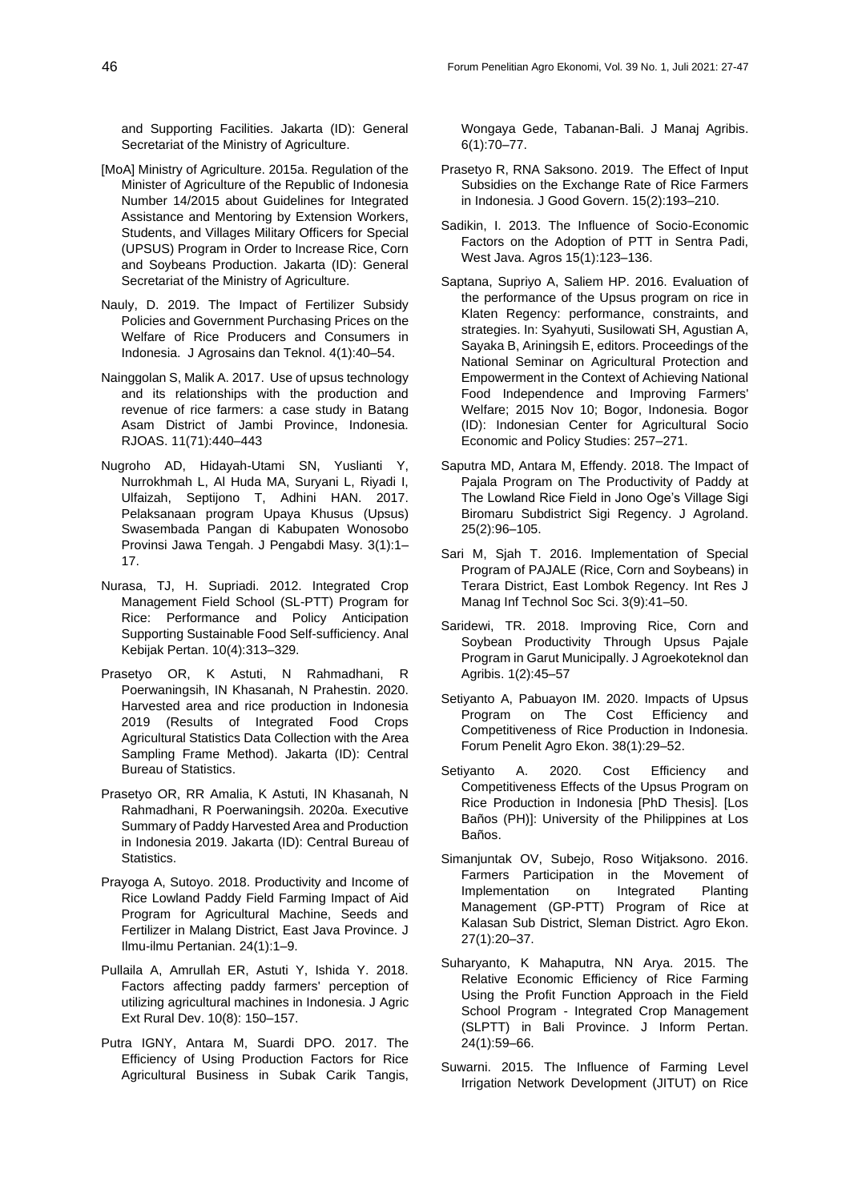and Supporting Facilities. Jakarta (ID): General Secretariat of the Ministry of Agriculture.

[MoA] Ministry of Agriculture. 2015a. Regulation of the Minister of Agriculture of the Republic of Indonesia Number 14/2015 about Guidelines for Integrated Assistance and Mentoring by Extension Workers, Students, and Villages Military Officers for Special (UPSUS) Program in Order to Increase Rice, Corn and Soybeans Production. Jakarta (ID): General Secretariat of the Ministry of Agriculture.

Nauly, D. 2019. The Impact of Fertilizer Subsidy Policies and Government Purchasing Prices on the Welfare of Rice Producers and Consumers in Indonesia. J Agrosains dan Teknol. 4(1):40–54.

Nainggolan S, Malik A. 2017. Use of upsus technology and its relationships with the production and revenue of rice farmers: a case study in Batang Asam District of Jambi Province, Indonesia. RJOAS. 11(71):440–443

Nugroho AD, Hidayah-Utami SN, Yuslianti Y, Nurrokhmah L, Al Huda MA, Suryani L, Riyadi I, Ulfaizah, Septijono T, Adhini HAN. 2017. Pelaksanaan program Upaya Khusus (Upsus) Swasembada Pangan di Kabupaten Wonosobo Provinsi Jawa Tengah. J Pengabdi Masy. 3(1):1–17.

Nurasa, TJ, H. Supriadi. 2012. Integrated Crop Management Field School (SL-PTT) Program for Rice: Performance and Policy Anticipation Supporting Sustainable Food Self-sufficiency. Anal Kebijak Pertan. 10(4):313–329.

Prasetyo OR, K Astuti, N Rahmadhani, R Poerwaningsih, IN Khasanah, N Prahestin. 2020. Harvested area and rice production in Indonesia 2019 (Results of Integrated Food Crops Agricultural Statistics Data Collection with the Area Sampling Frame Method). Jakarta (ID): Central Bureau of Statistics.

Prasetyo OR, RR Amalia, K Astuti, IN Khasanah, N Rahmadhani, R Poerwaningsih. 2020a. Executive Summary of Paddy Harvested Area and Production in Indonesia 2019. Jakarta (ID): Central Bureau of Statistics.

Prayoga A, Sutoyo. 2018. Productivity and Income of Rice Lowland Paddy Field Farming Impact of Aid Program for Agricultural Machine, Seeds and Fertilizer in Malang District, East Java Province. J Ilmu-ilmu Pertanian. 24(1):1–9.

Pullaila A, Amrullah ER, Astuti Y, Ishida Y. 2018. Factors affecting paddy farmers' perception of utilizing agricultural machines in Indonesia. J Agric Ext Rural Dev. 10(8): 150–157.

Putra IGNY, Antara M, Suardi DPO. 2017. The Efficiency of Using Production Factors for Rice Agricultural Business in Subak Carik Tangis, Wongaya Gede, Tabanan-Bali. J Manaj Agribis. 6(1):70–77.

Prasetyo R, RNA Saksono. 2019. The Effect of Input Subsidies on the Exchange Rate of Rice Farmers in Indonesia. J Good Govern. 15(2):193–210.

Sadikin, I. 2013. The Influence of Socio-Economic Factors on the Adoption of PTT in Sentra Padi, West Java. Agros 15(1):123–136.

Saptana, Supriyo A, Saliem HP. 2016. Evaluation of the performance of the Upsus program on rice in Klaten Regency: performance, constraints, and strategies. In: Syahyuti, Susilowati SH, Agustian A, Sayaka B, Ariningsih E, editors. Proceedings of the National Seminar on Agricultural Protection and Empowerment in the Context of Achieving National Food Independence and Improving Farmers' Welfare; 2015 Nov 10; Bogor, Indonesia. Bogor (ID): Indonesian Center for Agricultural Socio Economic and Policy Studies: 257–271.

Saputra MD, Antara M, Effendy. 2018. The Impact of Pajala Program on The Productivity of Paddy at The Lowland Rice Field in Jono Oge's Village Sigi Biromaru Subdistrict Sigi Regency. J Agroland. 25(2):96–105.

Sari M, Sjah T. 2016. Implementation of Special Program of PAJALE (Rice, Corn and Soybeans) in Terara District, East Lombok Regency. Int Res J Manag Inf Technol Soc Sci. 3(9):41–50.

Saridewi, TR. 2018. Improving Rice, Corn and Soybean Productivity Through Upsus Pajale Program in Garut Municipally. J Agroekoteknol dan Agribis. 1(2):45–57

Setiyanto A, Pabuayon IM. 2020. Impacts of Upsus Program on The Cost Efficiency and Competitiveness of Rice Production in Indonesia. Forum Penelit Agro Ekon. 38(1):29–52.

Setiyanto A. 2020. Cost Efficiency and Competitiveness Effects of the Upsus Program on Rice Production in Indonesia [PhD Thesis]. [Los Baños (PH)]: University of the Philippines at Los Baños.

Simanjuntak OV, Subejo, Roso Witjaksono. 2016. Farmers Participation in the Movement of Implementation on Integrated Planting Management (GP-PTT) Program of Rice at Kalasan Sub District, Sleman District. Agro Ekon. 27(1):20–37.

Suharyanto, K Mahaputra, NN Arya. 2015. The Relative Economic Efficiency of Rice Farming Using the Profit Function Approach in the Field School Program - Integrated Crop Management (SLPTT) in Bali Province. J Inform Pertan. 24(1):59–66.

Suwarni. 2015. The Influence of Farming Level Irrigation Network Development (JITUT) on Rice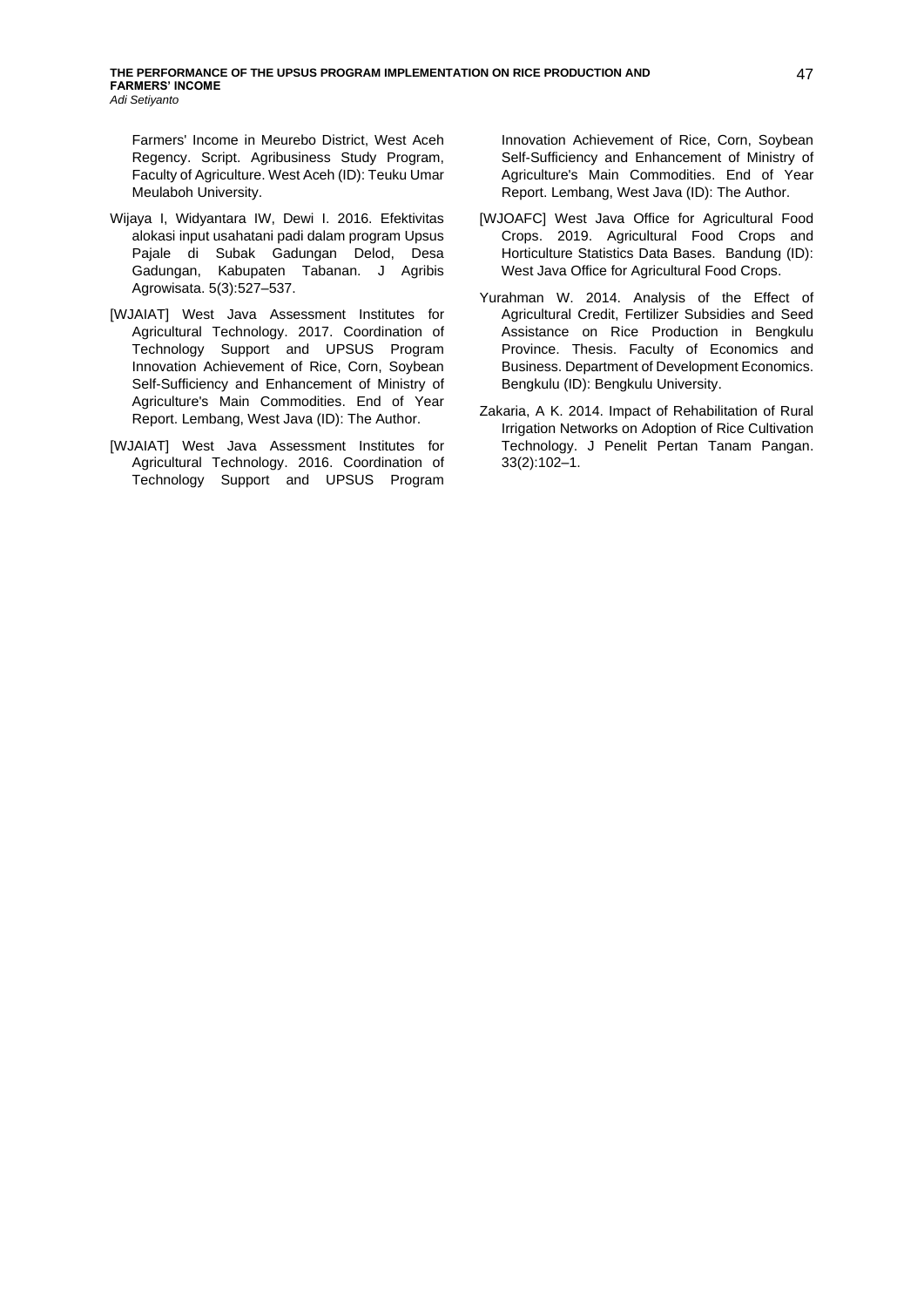Farmers' Income in Meurebo District, West Aceh Regency. Script. Agribusiness Study Program, Faculty of Agriculture. West Aceh (ID): Teuku Umar Meulaboh University.

Wijaya I, Widyantara IW, Dewi I. 2016. Efektivitas alokasi input usahatani padi dalam program Upsus Pajale di Subak Gadungan Delod, Desa Gadungan, Kabupaten Tabanan. J Agribis Agrowisata. 5(3):527–537.

[WJAIAT] West Java Assessment Institutes for Agricultural Technology. 2017. Coordination of Technology Support and UPSUS Program Innovation Achievement of Rice, Corn, Soybean Self-Sufficiency and Enhancement of Ministry of Agriculture's Main Commodities. End of Year Report. Lembang, West Java (ID): The Author.

[WJAIAT] West Java Assessment Institutes for Agricultural Technology. 2016. Coordination of Technology Support and UPSUS Program Innovation Achievement of Rice, Corn, Soybean Self-Sufficiency and Enhancement of Ministry of Agriculture's Main Commodities. End of Year Report. Lembang, West Java (ID): The Author.

[WJOAFC] West Java Office for Agricultural Food Crops. 2019. Agricultural Food Crops and Horticulture Statistics Data Bases. Bandung (ID): West Java Office for Agricultural Food Crops.

Yurahman W. 2014. Analysis of the Effect of Agricultural Credit, Fertilizer Subsidies and Seed Assistance on Rice Production in Bengkulu Province. Thesis. Faculty of Economics and Business. Department of Development Economics. Bengkulu (ID): Bengkulu University.

Zakaria, A K. 2014. Impact of Rehabilitation of Rural Irrigation Networks on Adoption of Rice Cultivation Technology. J Penelit Pertan Tanam Pangan. 33(2):102–1.